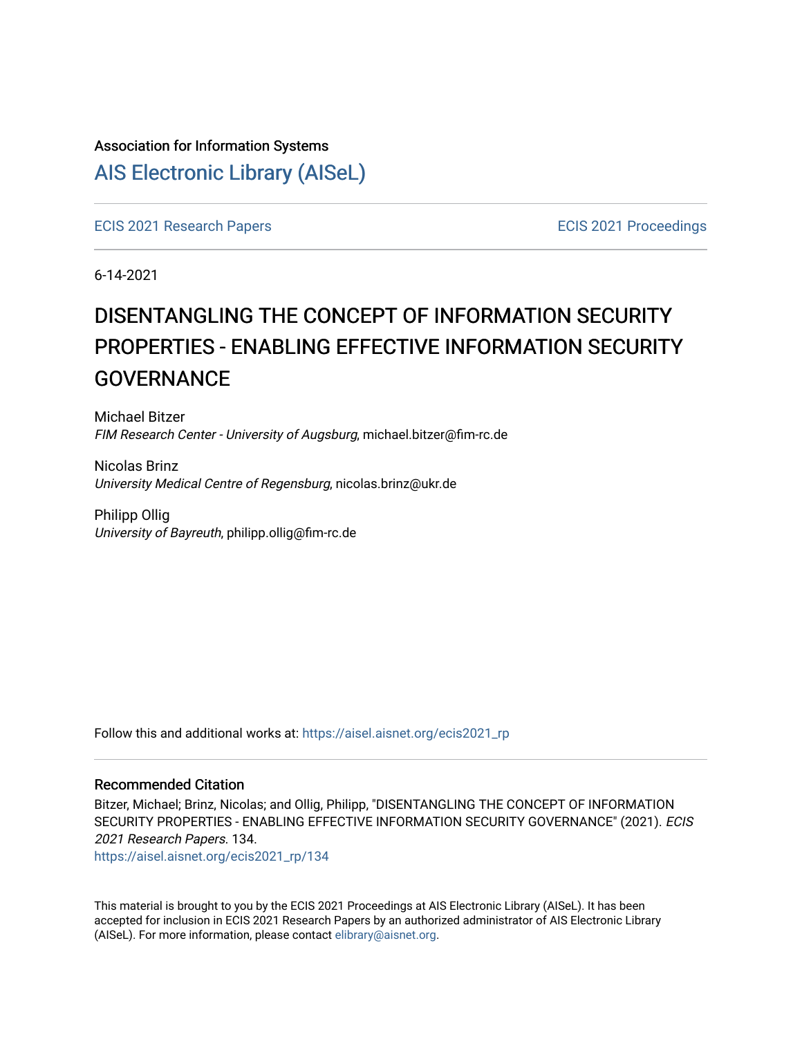Association for Information Systems

# [AIS Electronic Library (AISeL)](https://aisel.aisnet.org/)

[ECIS 2021 Research Papers](https://aisel.aisnet.org/ecis2021_rp) | [ECIS 2021 Proceedings](https://aisel.aisnet.org/ecis2021)

6-14-2021

# DISENTANGLING THE CONCEPT OF INFORMATION SECURITY PROPERTIES - ENABLING EFFECTIVE INFORMATION SECURITY GOVERNANCE

Michael Bitzer
*FIM Research Center - University of Augsburg*, michael.bitzer@fim-rc.de

Nicolas Brinz
*University Medical Centre of Regensburg*, nicolas.brinz@ukr.de

Philipp Ollig
*University of Bayreuth*, philipp.ollig@fim-rc.de

Follow this and additional works at: https://aisel.aisnet.org/ecis2021_rp

## Recommended Citation

Bitzer, Michael; Brinz, Nicolas; and Ollig, Philipp, "DISENTANGLING THE CONCEPT OF INFORMATION SECURITY PROPERTIES - ENABLING EFFECTIVE INFORMATION SECURITY GOVERNANCE" (2021). *ECIS 2021 Research Papers*. 134.
https://aisel.aisnet.org/ecis2021_rp/134

This material is brought to you by the ECIS 2021 Proceedings at AIS Electronic Library (AISeL). It has been accepted for inclusion in ECIS 2021 Research Papers by an authorized administrator of AIS Electronic Library (AISeL). For more information, please contact elibrary@aisnet.org.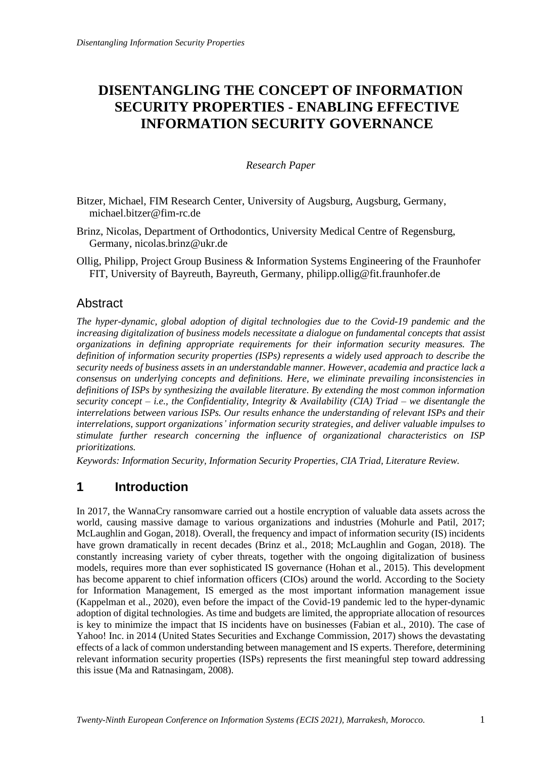# DISENTANGLING THE CONCEPT OF INFORMATION SECURITY PROPERTIES - ENABLING EFFECTIVE INFORMATION SECURITY GOVERNANCE

*Research Paper*

Bitzer, Michael, FIM Research Center, University of Augsburg, Augsburg, Germany, michael.bitzer@fim-rc.de

Brinz, Nicolas, Department of Orthodontics, University Medical Centre of Regensburg, Germany, nicolas.brinz@ukr.de

Ollig, Philipp, Project Group Business & Information Systems Engineering of the Fraunhofer FIT, University of Bayreuth, Bayreuth, Germany, philipp.ollig@fit.fraunhofer.de

## Abstract

*The hyper-dynamic, global adoption of digital technologies due to the Covid-19 pandemic and the increasing digitalization of business models necessitate a dialogue on fundamental concepts that assist organizations in defining appropriate requirements for their information security measures. The definition of information security properties (ISPs) represents a widely used approach to describe the security needs of business assets in an understandable manner. However, academia and practice lack a consensus on underlying concepts and definitions. Here, we eliminate prevailing inconsistencies in definitions of ISPs by synthesizing the available literature. By extending the most common information security concept – i.e., the Confidentiality, Integrity & Availability (CIA) Triad – we disentangle the interrelations between various ISPs. Our results enhance the understanding of relevant ISPs and their interrelations, support organizations' information security strategies, and deliver valuable impulses to stimulate further research concerning the influence of organizational characteristics on ISP prioritizations.*

*Keywords: Information Security, Information Security Properties, CIA Triad, Literature Review.*

## 1 Introduction

In 2017, the WannaCry ransomware carried out a hostile encryption of valuable data assets across the world, causing massive damage to various organizations and industries (Mohurle and Patil, 2017; McLaughlin and Gogan, 2018). Overall, the frequency and impact of information security (IS) incidents have grown dramatically in recent decades (Brinz et al., 2018; McLaughlin and Gogan, 2018). The constantly increasing variety of cyber threats, together with the ongoing digitalization of business models, requires more than ever sophisticated IS governance (Hohan et al., 2015). This development has become apparent to chief information officers (CIOs) around the world. According to the Society for Information Management, IS emerged as the most important information management issue (Kappelman et al., 2020), even before the impact of the Covid-19 pandemic led to the hyper-dynamic adoption of digital technologies. As time and budgets are limited, the appropriate allocation of resources is key to minimize the impact that IS incidents have on businesses (Fabian et al., 2010). The case of Yahoo! Inc. in 2014 (United States Securities and Exchange Commission, 2017) shows the devastating effects of a lack of common understanding between management and IS experts. Therefore, determining relevant information security properties (ISPs) represents the first meaningful step toward addressing this issue (Ma and Ratnasingam, 2008).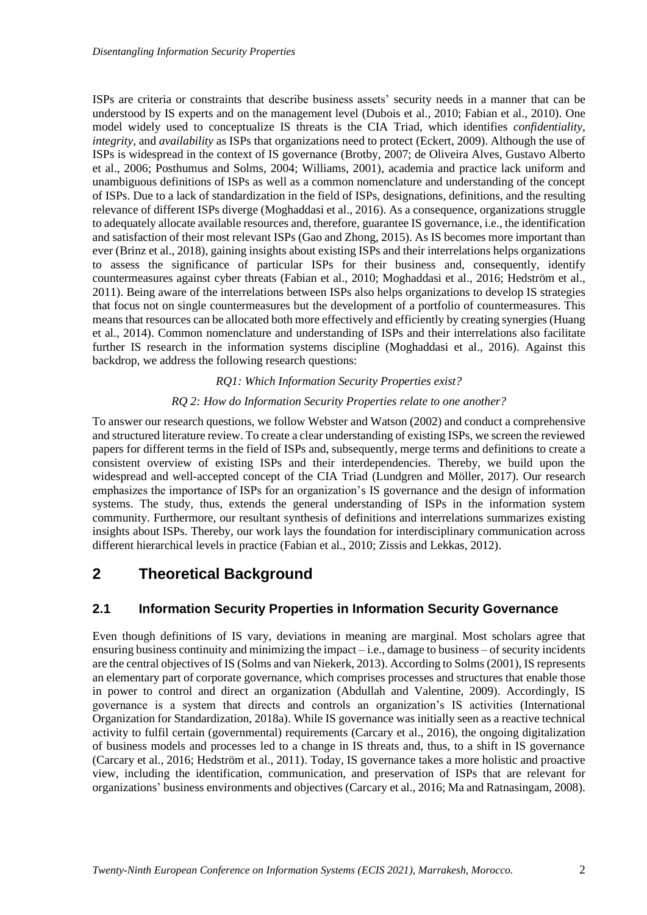ISPs are criteria or constraints that describe business assets' security needs in a manner that can be understood by IS experts and on the management level (Dubois et al., 2010; Fabian et al., 2010). One model widely used to conceptualize IS threats is the CIA Triad, which identifies *confidentiality*, *integrity*, and *availability* as ISPs that organizations need to protect (Eckert, 2009). Although the use of ISPs is widespread in the context of IS governance (Brotby, 2007; de Oliveira Alves, Gustavo Alberto et al., 2006; Posthumus and Solms, 2004; Williams, 2001), academia and practice lack uniform and unambiguous definitions of ISPs as well as a common nomenclature and understanding of the concept of ISPs. Due to a lack of standardization in the field of ISPs, designations, definitions, and the resulting relevance of different ISPs diverge (Moghaddasi et al., 2016). As a consequence, organizations struggle to adequately allocate available resources and, therefore, guarantee IS governance, i.e., the identification and satisfaction of their most relevant ISPs (Gao and Zhong, 2015). As IS becomes more important than ever (Brinz et al., 2018), gaining insights about existing ISPs and their interrelations helps organizations to assess the significance of particular ISPs for their business and, consequently, identify countermeasures against cyber threats (Fabian et al., 2010; Moghaddasi et al., 2016; Hedström et al., 2011). Being aware of the interrelations between ISPs also helps organizations to develop IS strategies that focus not on single countermeasures but the development of a portfolio of countermeasures. This means that resources can be allocated both more effectively and efficiently by creating synergies (Huang et al., 2014). Common nomenclature and understanding of ISPs and their interrelations also facilitate further IS research in the information systems discipline (Moghaddasi et al., 2016). Against this backdrop, we address the following research questions:

*RQ1: Which Information Security Properties exist?*

*RQ 2: How do Information Security Properties relate to one another?*

To answer our research questions, we follow Webster and Watson (2002) and conduct a comprehensive and structured literature review. To create a clear understanding of existing ISPs, we screen the reviewed papers for different terms in the field of ISPs and, subsequently, merge terms and definitions to create a consistent overview of existing ISPs and their interdependencies. Thereby, we build upon the widespread and well-accepted concept of the CIA Triad (Lundgren and Möller, 2017). Our research emphasizes the importance of ISPs for an organization's IS governance and the design of information systems. The study, thus, extends the general understanding of ISPs in the information system community. Furthermore, our resultant synthesis of definitions and interrelations summarizes existing insights about ISPs. Thereby, our work lays the foundation for interdisciplinary communication across different hierarchical levels in practice (Fabian et al., 2010; Zissis and Lekkas, 2012).

# 2 Theoretical Background

## 2.1 Information Security Properties in Information Security Governance

Even though definitions of IS vary, deviations in meaning are marginal. Most scholars agree that ensuring business continuity and minimizing the impact – i.e., damage to business – of security incidents are the central objectives of IS (Solms and van Niekerk, 2013). According to Solms (2001), IS represents an elementary part of corporate governance, which comprises processes and structures that enable those in power to control and direct an organization (Abdullah and Valentine, 2009). Accordingly, IS governance is a system that directs and controls an organization's IS activities (International Organization for Standardization, 2018a). While IS governance was initially seen as a reactive technical activity to fulfil certain (governmental) requirements (Carcary et al., 2016), the ongoing digitalization of business models and processes led to a change in IS threats and, thus, to a shift in IS governance (Carcary et al., 2016; Hedström et al., 2011). Today, IS governance takes a more holistic and proactive view, including the identification, communication, and preservation of ISPs that are relevant for organizations' business environments and objectives (Carcary et al., 2016; Ma and Ratnasingam, 2008).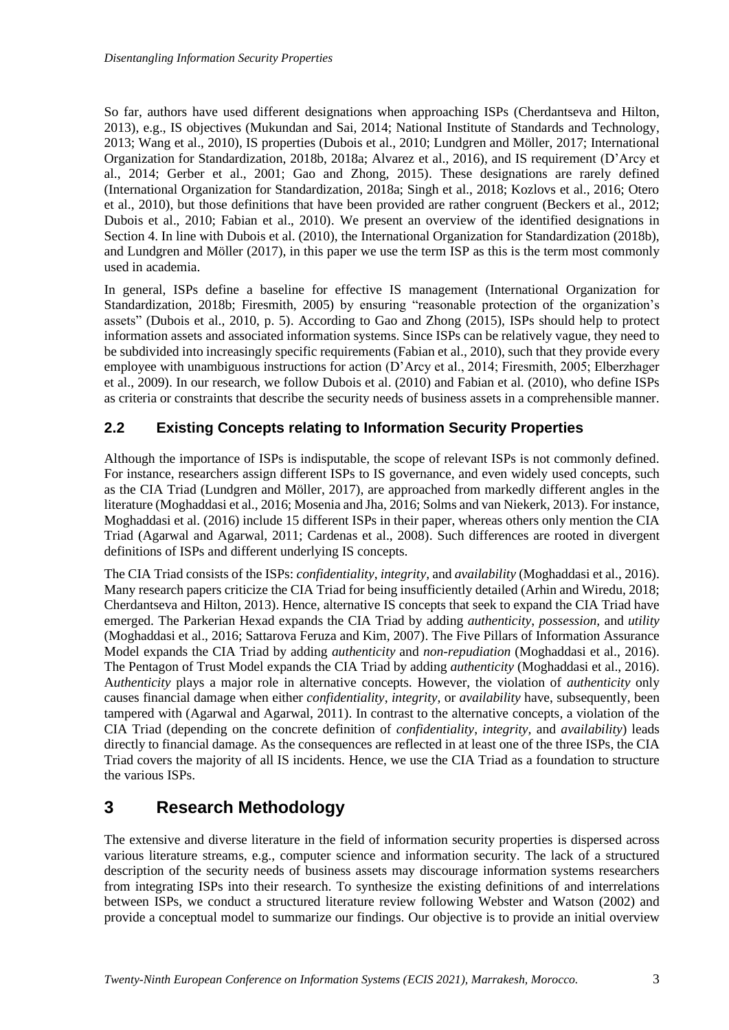So far, authors have used different designations when approaching ISPs (Cherdantseva and Hilton, 2013), e.g., IS objectives (Mukundan and Sai, 2014; National Institute of Standards and Technology, 2013; Wang et al., 2010), IS properties (Dubois et al., 2010; Lundgren and Möller, 2017; International Organization for Standardization, 2018b, 2018a; Alvarez et al., 2016), and IS requirement (D'Arcy et al., 2014; Gerber et al., 2001; Gao and Zhong, 2015). These designations are rarely defined (International Organization for Standardization, 2018a; Singh et al., 2018; Kozlovs et al., 2016; Otero et al., 2010), but those definitions that have been provided are rather congruent (Beckers et al., 2012; Dubois et al., 2010; Fabian et al., 2010). We present an overview of the identified designations in Section 4. In line with Dubois et al. (2010), the International Organization for Standardization (2018b), and Lundgren and Möller (2017), in this paper we use the term ISP as this is the term most commonly used in academia.

In general, ISPs define a baseline for effective IS management (International Organization for Standardization, 2018b; Firesmith, 2005) by ensuring "reasonable protection of the organization's assets" (Dubois et al., 2010, p. 5). According to Gao and Zhong (2015), ISPs should help to protect information assets and associated information systems. Since ISPs can be relatively vague, they need to be subdivided into increasingly specific requirements (Fabian et al., 2010), such that they provide every employee with unambiguous instructions for action (D'Arcy et al., 2014; Firesmith, 2005; Elberzhager et al., 2009). In our research, we follow Dubois et al. (2010) and Fabian et al. (2010), who define ISPs as criteria or constraints that describe the security needs of business assets in a comprehensible manner.

## 2.2 Existing Concepts relating to Information Security Properties

Although the importance of ISPs is indisputable, the scope of relevant ISPs is not commonly defined. For instance, researchers assign different ISPs to IS governance, and even widely used concepts, such as the CIA Triad (Lundgren and Möller, 2017), are approached from markedly different angles in the literature (Moghaddasi et al., 2016; Mosenia and Jha, 2016; Solms and van Niekerk, 2013). For instance, Moghaddasi et al. (2016) include 15 different ISPs in their paper, whereas others only mention the CIA Triad (Agarwal and Agarwal, 2011; Cardenas et al., 2008). Such differences are rooted in divergent definitions of ISPs and different underlying IS concepts.

The CIA Triad consists of the ISPs: *confidentiality*, *integrity*, and *availability* (Moghaddasi et al., 2016). Many research papers criticize the CIA Triad for being insufficiently detailed (Arhin and Wiredu, 2018; Cherdantseva and Hilton, 2013). Hence, alternative IS concepts that seek to expand the CIA Triad have emerged. The Parkerian Hexad expands the CIA Triad by adding *authenticity*, *possession*, and *utility* (Moghaddasi et al., 2016; Sattarova Feruza and Kim, 2007). The Five Pillars of Information Assurance Model expands the CIA Triad by adding *authenticity* and *non-repudiation* (Moghaddasi et al., 2016). The Pentagon of Trust Model expands the CIA Triad by adding *authenticity* (Moghaddasi et al., 2016). *Authenticity* plays a major role in alternative concepts. However, the violation of *authenticity* only causes financial damage when either *confidentiality*, *integrity*, or *availability* have, subsequently, been tampered with (Agarwal and Agarwal, 2011). In contrast to the alternative concepts, a violation of the CIA Triad (depending on the concrete definition of *confidentiality*, *integrity*, and *availability*) leads directly to financial damage. As the consequences are reflected in at least one of the three ISPs, the CIA Triad covers the majority of all IS incidents. Hence, we use the CIA Triad as a foundation to structure the various ISPs.

# 3 Research Methodology

The extensive and diverse literature in the field of information security properties is dispersed across various literature streams, e.g., computer science and information security. The lack of a structured description of the security needs of business assets may discourage information systems researchers from integrating ISPs into their research. To synthesize the existing definitions of and interrelations between ISPs, we conduct a structured literature review following Webster and Watson (2002) and provide a conceptual model to summarize our findings. Our objective is to provide an initial overview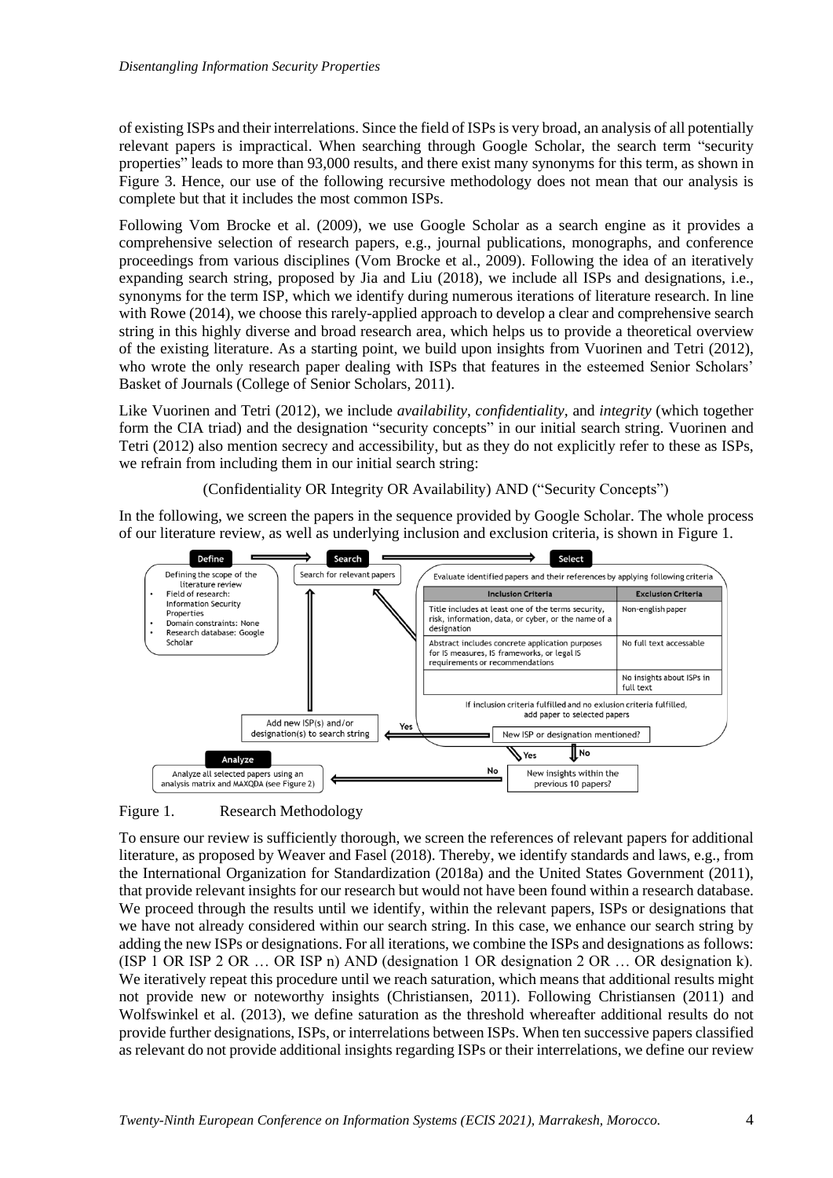of existing ISPs and their interrelations. Since the field of ISPs is very broad, an analysis of all potentially relevant papers is impractical. When searching through Google Scholar, the search term "security properties" leads to more than 93,000 results, and there exist many synonyms for this term, as shown in Figure 3. Hence, our use of the following recursive methodology does not mean that our analysis is complete but that it includes the most common ISPs.

Following Vom Brocke et al. (2009), we use Google Scholar as a search engine as it provides a comprehensive selection of research papers, e.g., journal publications, monographs, and conference proceedings from various disciplines (Vom Brocke et al., 2009). Following the idea of an iteratively expanding search string, proposed by Jia and Liu (2018), we include all ISPs and designations, i.e., synonyms for the term ISP, which we identify during numerous iterations of literature research. In line with Rowe (2014), we choose this rarely-applied approach to develop a clear and comprehensive search string in this highly diverse and broad research area, which helps us to provide a theoretical overview of the existing literature. As a starting point, we build upon insights from Vuorinen and Tetri (2012), who wrote the only research paper dealing with ISPs that features in the esteemed Senior Scholars' Basket of Journals (College of Senior Scholars, 2011).

Like Vuorinen and Tetri (2012), we include *availability*, *confidentiality*, and *integrity* (which together form the CIA triad) and the designation "security concepts" in our initial search string. Vuorinen and Tetri (2012) also mention secrecy and accessibility, but as they do not explicitly refer to these as ISPs, we refrain from including them in our initial search string:

(Confidentiality OR Integrity OR Availability) AND ("Security Concepts")

In the following, we screen the papers in the sequence provided by Google Scholar. The whole process of our literature review, as well as underlying inclusion and exclusion criteria, is shown in Figure 1.

**Define** – Defining the scope of the literature review
- Field of research: Information Security Properties
- Domain constraints: None
- Research database: Google Scholar

**Search** – Search for relevant papers

**Select** – Evaluate identified papers and their references by applying following criteria

| Inclusion Criteria | Exclusion Criteria |
|---|---|
| Title includes at least one of the terms security, risk, information, data, or cyber, or the name of a designation | Non-english paper |
| Abstract includes concrete application purposes for IS measures, IS frameworks, or legal IS requirements or recommendations | No full text accessable |
| | No insights about ISPs in full text |

If inclusion criteria fulfilled and no exclusion criteria fulfilled, add paper to selected papers

New ISP or designation mentioned? Yes → Add new ISP(s) and/or designation(s) to search string; No → New insights within the previous 10 papers? Yes → Search; No → Analyze

**Analyze** – Analyze all selected papers using an analysis matrix and MAXQDA (see Figure 2)

Figure 1. Research Methodology

To ensure our review is sufficiently thorough, we screen the references of relevant papers for additional literature, as proposed by Weaver and Fasel (2018). Thereby, we identify standards and laws, e.g., from the International Organization for Standardization (2018a) and the United States Government (2011), that provide relevant insights for our research but would not have been found within a research database. We proceed through the results until we identify, within the relevant papers, ISPs or designations that we have not already considered within our search string. In this case, we enhance our search string by adding the new ISPs or designations. For all iterations, we combine the ISPs and designations as follows: (ISP 1 OR ISP 2 OR … OR ISP n) AND (designation 1 OR designation 2 OR … OR designation k). We iteratively repeat this procedure until we reach saturation, which means that additional results might not provide new or noteworthy insights (Christiansen, 2011). Following Christiansen (2011) and Wolfswinkel et al. (2013), we define saturation as the threshold whereafter additional results do not provide further designations, ISPs, or interrelations between ISPs. When ten successive papers classified as relevant do not provide additional insights regarding ISPs or their interrelations, we define our review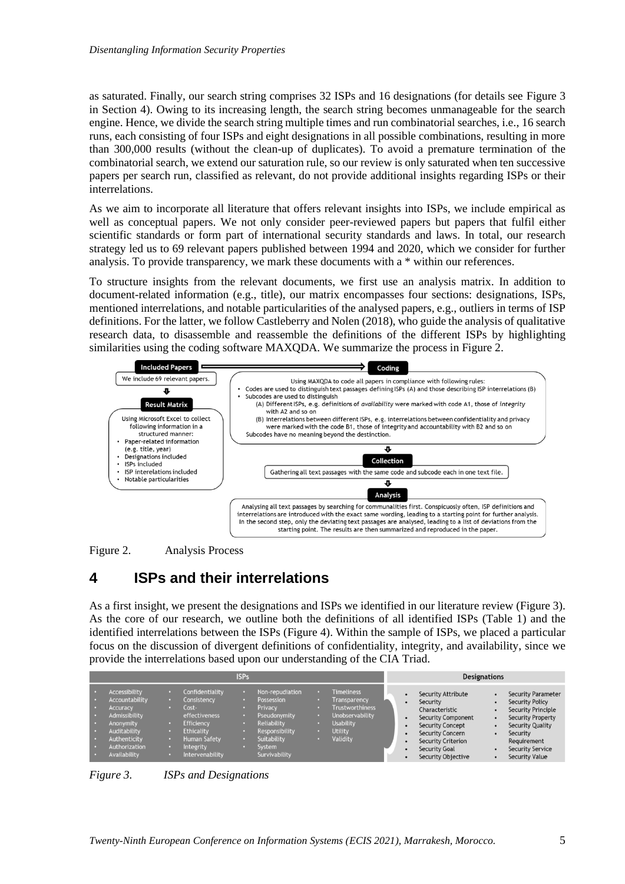as saturated. Finally, our search string comprises 32 ISPs and 16 designations (for details see Figure 3 in Section 4). Owing to its increasing length, the search string becomes unmanageable for the search engine. Hence, we divide the search string multiple times and run combinatorial searches, i.e., 16 search runs, each consisting of four ISPs and eight designations in all possible combinations, resulting in more than 300,000 results (without the clean-up of duplicates). To avoid a premature termination of the combinatorial search, we extend our saturation rule, so our review is only saturated when ten successive papers per search run, classified as relevant, do not provide additional insights regarding ISPs or their interrelations.

As we aim to incorporate all literature that offers relevant insights into ISPs, we include empirical as well as conceptual papers. We not only consider peer-reviewed papers but papers that fulfil either scientific standards or form part of international security standards and laws. In total, our research strategy led us to 69 relevant papers published between 1994 and 2020, which we consider for further analysis. To provide transparency, we mark these documents with a * within our references.

To structure insights from the relevant documents, we first use an analysis matrix. In addition to document-related information (e.g., title), our matrix encompasses four sections: designations, ISPs, mentioned interrelations, and notable particularities of the analysed papers, e.g., outliers in terms of ISP definitions. For the latter, we follow Castleberry and Nolen (2018), who guide the analysis of qualitative research data, to disassemble and reassemble the definitions of the different ISPs by highlighting similarities using the coding software MAXQDA. We summarize the process in Figure 2.

**Included Papers**

We include 69 relevant papers.

**Result Matrix**

Using Microsoft Excel to collect following information in a structured manner:
- Paper-related information (e.g. title, year)
- Designations included
- ISPs included
- ISP interelations included
- Notable particularities

**Coding**

Using MAXQDA to code all papers in compliance with following rules:
- Codes are used to distinguish text passages defining ISPs (A) and those describing ISP interrelations (B)
- Subcodes are used to distinguish
  - (A) Different ISPs, e.g. definitions of *availability* were marked with code A1, those of *integrity* with A2 and so on
  - (B) Interrelations between different ISPs, e.g. interrelations between confidentiality and privacy were marked with the code B1, those of integrity and accountability with B2 and so on

Subcodes have no meaning beyond the destinction.

**Collection**

Gathering all text passages with the same code and subcode each in one text file.

**Analysis**

Analysing all text passages by searching for communalities first. Conspicuosly often, ISP definitions and interrelations are introduced with the exact same wording, leading to a starting point for further analysis. In the second step, only the deviating text passages are analysed, leading to a list of deviations from the starting point. The results are then summarized and reproduced in the paper.

Figure 2. Analysis Process

# 4 ISPs and their interrelations

As a first insight, we present the designations and ISPs we identified in our literature review (Figure 3). As the core of our research, we outline both the definitions of all identified ISPs (Table 1) and the identified interrelations between the ISPs (Figure 4). Within the sample of ISPs, we placed a particular focus on the discussion of divergent definitions of confidentiality, integrity, and availability, since we provide the interrelations based upon our understanding of the CIA Triad.

| ISPs | | | | Designations | |
|---|---|---|---|---|---|
| Accessibility | Confidentiality | Non-repudiation | Timeliness | Security Attribute | Security Parameter |
| Accountability | Consistency | Possession | Transparency | Security Characteristic | Security Policy |
| Accuracy | Cost-effectiveness | Privacy | Trustworthiness | Security Component | Security Principle |
| Admissibility | Efficiency | Pseudonymity | Unobservability | Security Concept | Security Property |
| Anonymity | Ethicality | Reliability | Usability | Security Concern | Security Quality |
| Auditability | Human Safety | Responsibility | Utility | Security Criterion | Security Requirement |
| Authenticity | Integrity | Suitability | Validity | Security Goal | Security Service |
| Authorization | Intervenability | System Survivability | | Security Objective | Security Value |
| Availability | | | | | |

*Figure 3. ISPs and Designations*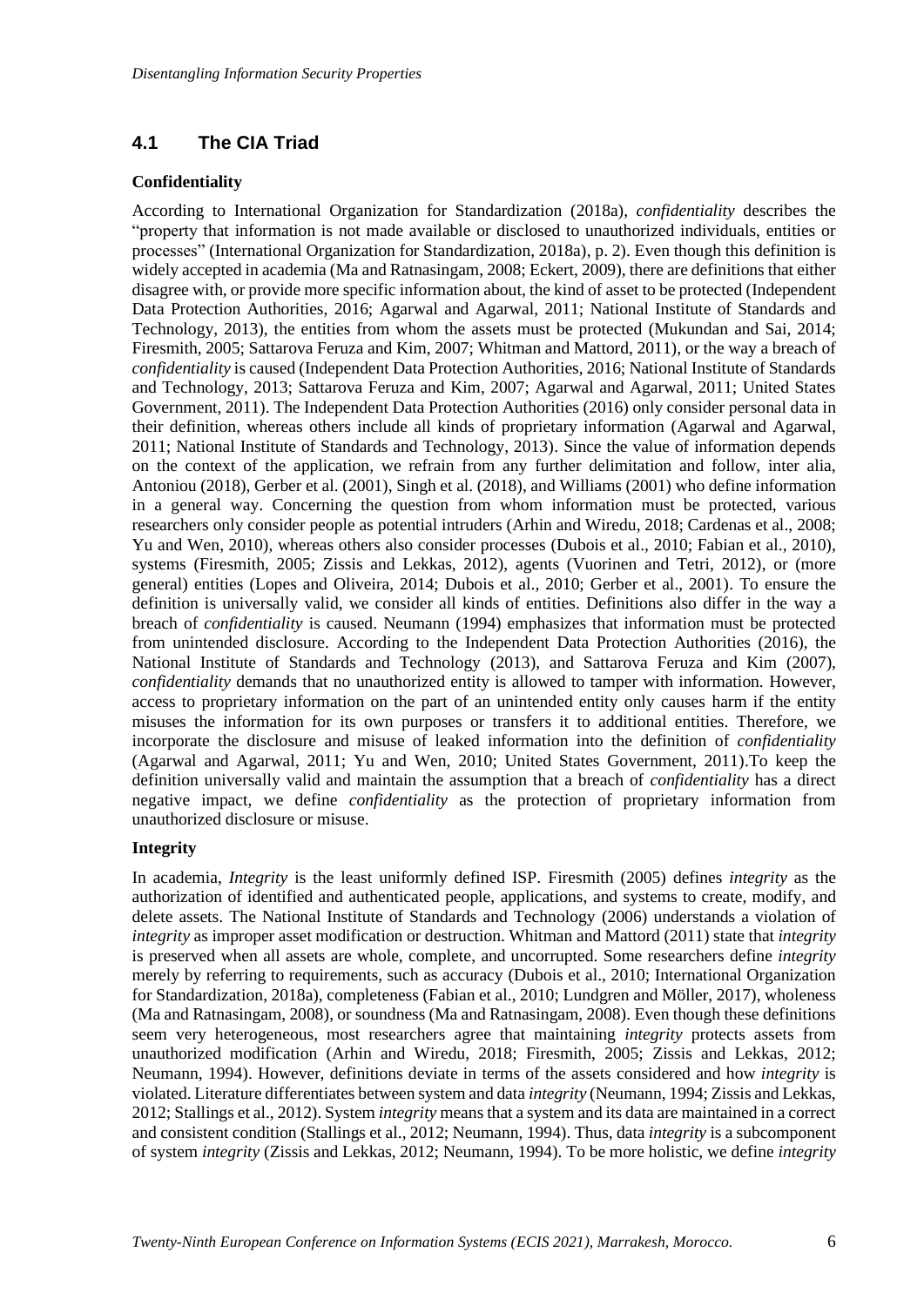## 4.1 The CIA Triad

**Confidentiality**

According to International Organization for Standardization (2018a), *confidentiality* describes the "property that information is not made available or disclosed to unauthorized individuals, entities or processes" (International Organization for Standardization, 2018a), p. 2). Even though this definition is widely accepted in academia (Ma and Ratnasingam, 2008; Eckert, 2009), there are definitions that either disagree with, or provide more specific information about, the kind of asset to be protected (Independent Data Protection Authorities, 2016; Agarwal and Agarwal, 2011; National Institute of Standards and Technology, 2013), the entities from whom the assets must be protected (Mukundan and Sai, 2014; Firesmith, 2005; Sattarova Feruza and Kim, 2007; Whitman and Mattord, 2011), or the way a breach of *confidentiality* is caused (Independent Data Protection Authorities, 2016; National Institute of Standards and Technology, 2013; Sattarova Feruza and Kim, 2007; Agarwal and Agarwal, 2011; United States Government, 2011). The Independent Data Protection Authorities (2016) only consider personal data in their definition, whereas others include all kinds of proprietary information (Agarwal and Agarwal, 2011; National Institute of Standards and Technology, 2013). Since the value of information depends on the context of the application, we refrain from any further delimitation and follow, inter alia, Antoniou (2018), Gerber et al. (2001), Singh et al. (2018), and Williams (2001) who define information in a general way. Concerning the question from whom information must be protected, various researchers only consider people as potential intruders (Arhin and Wiredu, 2018; Cardenas et al., 2008; Yu and Wen, 2010), whereas others also consider processes (Dubois et al., 2010; Fabian et al., 2010), systems (Firesmith, 2005; Zissis and Lekkas, 2012), agents (Vuorinen and Tetri, 2012), or (more general) entities (Lopes and Oliveira, 2014; Dubois et al., 2010; Gerber et al., 2001). To ensure the definition is universally valid, we consider all kinds of entities. Definitions also differ in the way a breach of *confidentiality* is caused. Neumann (1994) emphasizes that information must be protected from unintended disclosure. According to the Independent Data Protection Authorities (2016), the National Institute of Standards and Technology (2013), and Sattarova Feruza and Kim (2007), *confidentiality* demands that no unauthorized entity is allowed to tamper with information. However, access to proprietary information on the part of an unintended entity only causes harm if the entity misuses the information for its own purposes or transfers it to additional entities. Therefore, we incorporate the disclosure and misuse of leaked information into the definition of *confidentiality* (Agarwal and Agarwal, 2011; Yu and Wen, 2010; United States Government, 2011).To keep the definition universally valid and maintain the assumption that a breach of *confidentiality* has a direct negative impact, we define *confidentiality* as the protection of proprietary information from unauthorized disclosure or misuse.

**Integrity**

In academia, *Integrity* is the least uniformly defined ISP. Firesmith (2005) defines *integrity* as the authorization of identified and authenticated people, applications, and systems to create, modify, and delete assets. The National Institute of Standards and Technology (2006) understands a violation of *integrity* as improper asset modification or destruction. Whitman and Mattord (2011) state that *integrity* is preserved when all assets are whole, complete, and uncorrupted. Some researchers define *integrity* merely by referring to requirements, such as accuracy (Dubois et al., 2010; International Organization for Standardization, 2018a), completeness (Fabian et al., 2010; Lundgren and Möller, 2017), wholeness (Ma and Ratnasingam, 2008), or soundness (Ma and Ratnasingam, 2008). Even though these definitions seem very heterogeneous, most researchers agree that maintaining *integrity* protects assets from unauthorized modification (Arhin and Wiredu, 2018; Firesmith, 2005; Zissis and Lekkas, 2012; Neumann, 1994). However, definitions deviate in terms of the assets considered and how *integrity* is violated. Literature differentiates between system and data *integrity* (Neumann, 1994; Zissis and Lekkas, 2012; Stallings et al., 2012). System *integrity* means that a system and its data are maintained in a correct and consistent condition (Stallings et al., 2012; Neumann, 1994). Thus, data *integrity* is a subcomponent of system *integrity* (Zissis and Lekkas, 2012; Neumann, 1994). To be more holistic, we define *integrity*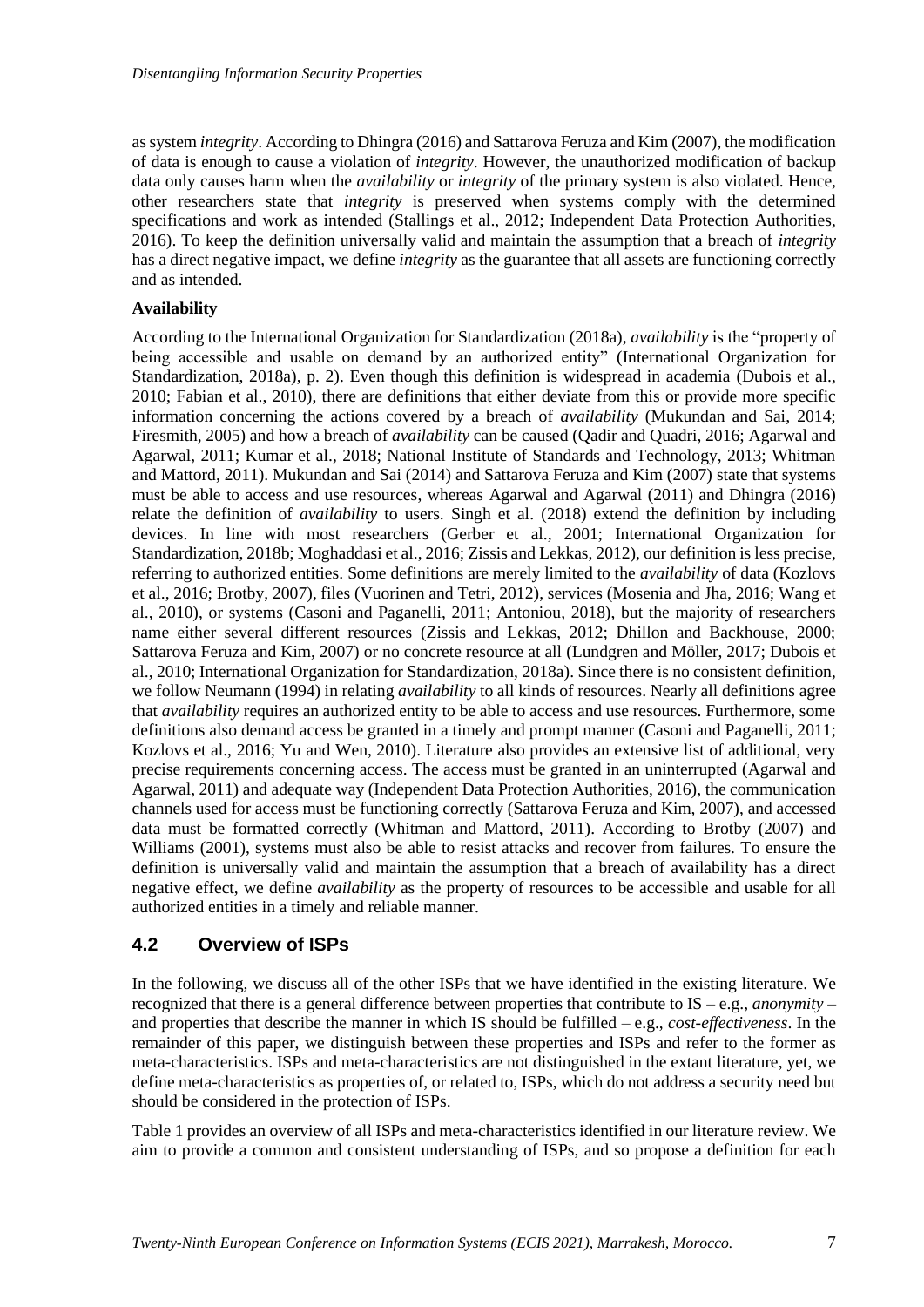as system *integrity*. According to Dhingra (2016) and Sattarova Feruza and Kim (2007), the modification of data is enough to cause a violation of *integrity*. However, the unauthorized modification of backup data only causes harm when the *availability* or *integrity* of the primary system is also violated. Hence, other researchers state that *integrity* is preserved when systems comply with the determined specifications and work as intended (Stallings et al., 2012; Independent Data Protection Authorities, 2016). To keep the definition universally valid and maintain the assumption that a breach of *integrity* has a direct negative impact, we define *integrity* as the guarantee that all assets are functioning correctly and as intended.

**Availability**

According to the International Organization for Standardization (2018a), *availability* is the "property of being accessible and usable on demand by an authorized entity" (International Organization for Standardization, 2018a), p. 2). Even though this definition is widespread in academia (Dubois et al., 2010; Fabian et al., 2010), there are definitions that either deviate from this or provide more specific information concerning the actions covered by a breach of *availability* (Mukundan and Sai, 2014; Firesmith, 2005) and how a breach of *availability* can be caused (Qadir and Quadri, 2016; Agarwal and Agarwal, 2011; Kumar et al., 2018; National Institute of Standards and Technology, 2013; Whitman and Mattord, 2011). Mukundan and Sai (2014) and Sattarova Feruza and Kim (2007) state that systems must be able to access and use resources, whereas Agarwal and Agarwal (2011) and Dhingra (2016) relate the definition of *availability* to users. Singh et al. (2018) extend the definition by including devices. In line with most researchers (Gerber et al., 2001; International Organization for Standardization, 2018b; Moghaddasi et al., 2016; Zissis and Lekkas, 2012), our definition is less precise, referring to authorized entities. Some definitions are merely limited to the *availability* of data (Kozlovs et al., 2016; Brotby, 2007), files (Vuorinen and Tetri, 2012), services (Mosenia and Jha, 2016; Wang et al., 2010), or systems (Casoni and Paganelli, 2011; Antoniou, 2018), but the majority of researchers name either several different resources (Zissis and Lekkas, 2012; Dhillon and Backhouse, 2000; Sattarova Feruza and Kim, 2007) or no concrete resource at all (Lundgren and Möller, 2017; Dubois et al., 2010; International Organization for Standardization, 2018a). Since there is no consistent definition, we follow Neumann (1994) in relating *availability* to all kinds of resources. Nearly all definitions agree that *availability* requires an authorized entity to be able to access and use resources. Furthermore, some definitions also demand access be granted in a timely and prompt manner (Casoni and Paganelli, 2011; Kozlovs et al., 2016; Yu and Wen, 2010). Literature also provides an extensive list of additional, very precise requirements concerning access. The access must be granted in an uninterrupted (Agarwal and Agarwal, 2011) and adequate way (Independent Data Protection Authorities, 2016), the communication channels used for access must be functioning correctly (Sattarova Feruza and Kim, 2007), and accessed data must be formatted correctly (Whitman and Mattord, 2011). According to Brotby (2007) and Williams (2001), systems must also be able to resist attacks and recover from failures. To ensure the definition is universally valid and maintain the assumption that a breach of availability has a direct negative effect, we define *availability* as the property of resources to be accessible and usable for all authorized entities in a timely and reliable manner.

## 4.2 Overview of ISPs

In the following, we discuss all of the other ISPs that we have identified in the existing literature. We recognized that there is a general difference between properties that contribute to IS – e.g., *anonymity* – and properties that describe the manner in which IS should be fulfilled – e.g., *cost-effectiveness*. In the remainder of this paper, we distinguish between these properties and ISPs and refer to the former as meta-characteristics. ISPs and meta-characteristics are not distinguished in the extant literature, yet, we define meta-characteristics as properties of, or related to, ISPs, which do not address a security need but should be considered in the protection of ISPs.

Table 1 provides an overview of all ISPs and meta-characteristics identified in our literature review. We aim to provide a common and consistent understanding of ISPs, and so propose a definition for each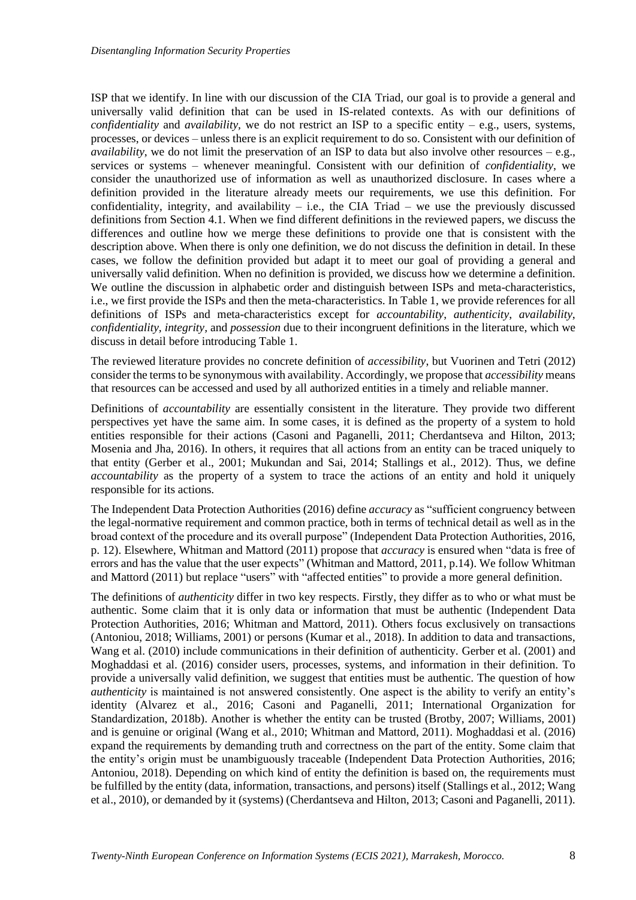ISP that we identify. In line with our discussion of the CIA Triad, our goal is to provide a general and universally valid definition that can be used in IS-related contexts. As with our definitions of *confidentiality* and *availability*, we do not restrict an ISP to a specific entity – e.g., users, systems, processes, or devices – unless there is an explicit requirement to do so. Consistent with our definition of *availability*, we do not limit the preservation of an ISP to data but also involve other resources – e.g., services or systems – whenever meaningful. Consistent with our definition of *confidentiality*, we consider the unauthorized use of information as well as unauthorized disclosure. In cases where a definition provided in the literature already meets our requirements, we use this definition. For confidentiality, integrity, and availability – i.e., the CIA Triad – we use the previously discussed definitions from Section 4.1. When we find different definitions in the reviewed papers, we discuss the differences and outline how we merge these definitions to provide one that is consistent with the description above. When there is only one definition, we do not discuss the definition in detail. In these cases, we follow the definition provided but adapt it to meet our goal of providing a general and universally valid definition. When no definition is provided, we discuss how we determine a definition. We outline the discussion in alphabetic order and distinguish between ISPs and meta-characteristics, i.e., we first provide the ISPs and then the meta-characteristics. In Table 1, we provide references for all definitions of ISPs and meta-characteristics except for *accountability*, *authenticity*, *availability*, *confidentiality*, *integrity*, and *possession* due to their incongruent definitions in the literature, which we discuss in detail before introducing Table 1.

The reviewed literature provides no concrete definition of *accessibility*, but Vuorinen and Tetri (2012) consider the terms to be synonymous with availability. Accordingly, we propose that *accessibility* means that resources can be accessed and used by all authorized entities in a timely and reliable manner.

Definitions of *accountability* are essentially consistent in the literature. They provide two different perspectives yet have the same aim. In some cases, it is defined as the property of a system to hold entities responsible for their actions (Casoni and Paganelli, 2011; Cherdantseva and Hilton, 2013; Mosenia and Jha, 2016). In others, it requires that all actions from an entity can be traced uniquely to that entity (Gerber et al., 2001; Mukundan and Sai, 2014; Stallings et al., 2012). Thus, we define *accountability* as the property of a system to trace the actions of an entity and hold it uniquely responsible for its actions.

The Independent Data Protection Authorities (2016) define *accuracy* as "sufficient congruency between the legal-normative requirement and common practice, both in terms of technical detail as well as in the broad context of the procedure and its overall purpose" (Independent Data Protection Authorities, 2016, p. 12). Elsewhere, Whitman and Mattord (2011) propose that *accuracy* is ensured when "data is free of errors and has the value that the user expects" (Whitman and Mattord, 2011, p.14). We follow Whitman and Mattord (2011) but replace "users" with "affected entities" to provide a more general definition.

The definitions of *authenticity* differ in two key respects. Firstly, they differ as to who or what must be authentic. Some claim that it is only data or information that must be authentic (Independent Data Protection Authorities, 2016; Whitman and Mattord, 2011). Others focus exclusively on transactions (Antoniou, 2018; Williams, 2001) or persons (Kumar et al., 2018). In addition to data and transactions, Wang et al. (2010) include communications in their definition of authenticity. Gerber et al. (2001) and Moghaddasi et al. (2016) consider users, processes, systems, and information in their definition. To provide a universally valid definition, we suggest that entities must be authentic. The question of how *authenticity* is maintained is not answered consistently. One aspect is the ability to verify an entity's identity (Alvarez et al., 2016; Casoni and Paganelli, 2011; International Organization for Standardization, 2018b). Another is whether the entity can be trusted (Brotby, 2007; Williams, 2001) and is genuine or original (Wang et al., 2010; Whitman and Mattord, 2011). Moghaddasi et al. (2016) expand the requirements by demanding truth and correctness on the part of the entity. Some claim that the entity's origin must be unambiguously traceable (Independent Data Protection Authorities, 2016; Antoniou, 2018). Depending on which kind of entity the definition is based on, the requirements must be fulfilled by the entity (data, information, transactions, and persons) itself (Stallings et al., 2012; Wang et al., 2010), or demanded by it (systems) (Cherdantseva and Hilton, 2013; Casoni and Paganelli, 2011).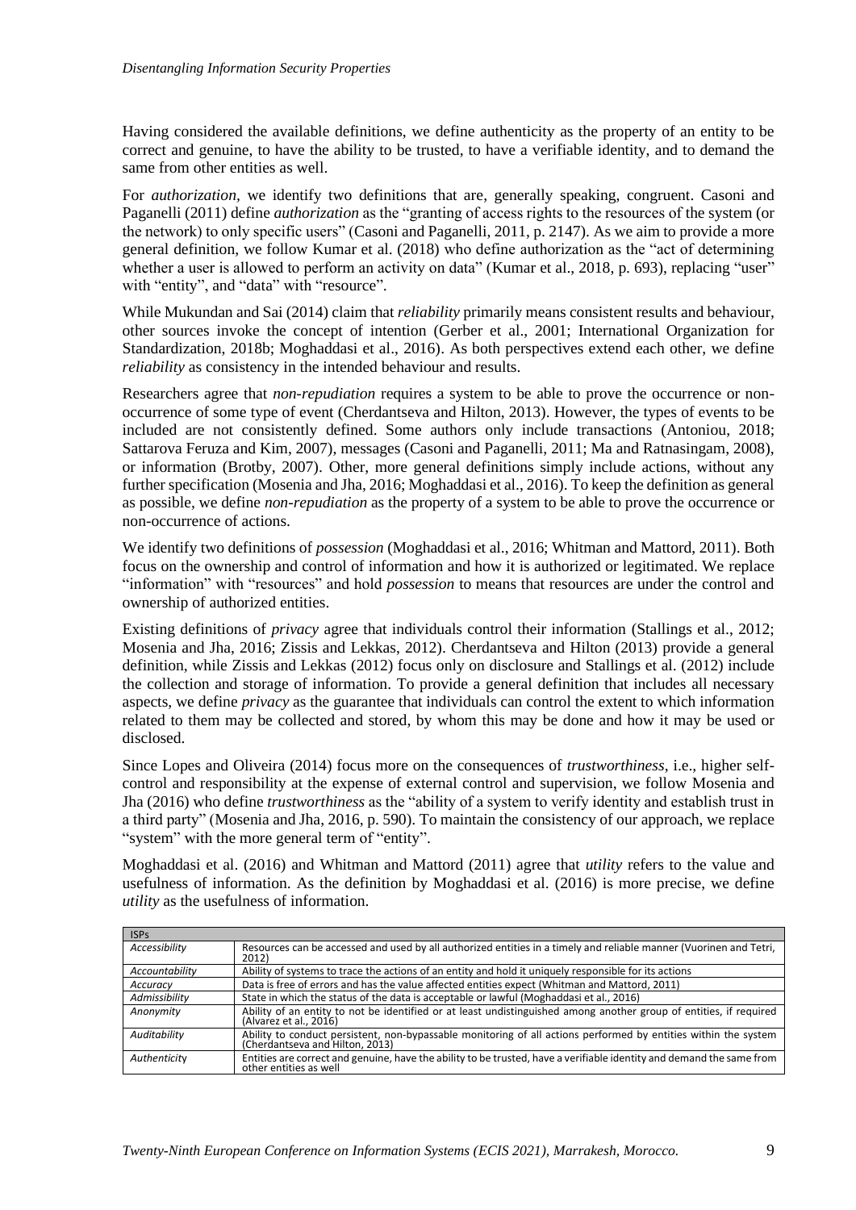Having considered the available definitions, we define authenticity as the property of an entity to be correct and genuine, to have the ability to be trusted, to have a verifiable identity, and to demand the same from other entities as well.

For *authorization*, we identify two definitions that are, generally speaking, congruent. Casoni and Paganelli (2011) define *authorization* as the "granting of access rights to the resources of the system (or the network) to only specific users" (Casoni and Paganelli, 2011, p. 2147). As we aim to provide a more general definition, we follow Kumar et al. (2018) who define authorization as the "act of determining whether a user is allowed to perform an activity on data" (Kumar et al., 2018, p. 693), replacing "user" with "entity", and "data" with "resource".

While Mukundan and Sai (2014) claim that *reliability* primarily means consistent results and behaviour, other sources invoke the concept of intention (Gerber et al., 2001; International Organization for Standardization, 2018b; Moghaddasi et al., 2016). As both perspectives extend each other, we define *reliability* as consistency in the intended behaviour and results.

Researchers agree that *non-repudiation* requires a system to be able to prove the occurrence or non-occurrence of some type of event (Cherdantseva and Hilton, 2013). However, the types of events to be included are not consistently defined. Some authors only include transactions (Antoniou, 2018; Sattarova Feruza and Kim, 2007), messages (Casoni and Paganelli, 2011; Ma and Ratnasingam, 2008), or information (Brotby, 2007). Other, more general definitions simply include actions, without any further specification (Mosenia and Jha, 2016; Moghaddasi et al., 2016). To keep the definition as general as possible, we define *non-repudiation* as the property of a system to be able to prove the occurrence or non-occurrence of actions.

We identify two definitions of *possession* (Moghaddasi et al., 2016; Whitman and Mattord, 2011). Both focus on the ownership and control of information and how it is authorized or legitimated. We replace "information" with "resources" and hold *possession* to means that resources are under the control and ownership of authorized entities.

Existing definitions of *privacy* agree that individuals control their information (Stallings et al., 2012; Mosenia and Jha, 2016; Zissis and Lekkas, 2012). Cherdantseva and Hilton (2013) provide a general definition, while Zissis and Lekkas (2012) focus only on disclosure and Stallings et al. (2012) include the collection and storage of information. To provide a general definition that includes all necessary aspects, we define *privacy* as the guarantee that individuals can control the extent to which information related to them may be collected and stored, by whom this may be done and how it may be used or disclosed.

Since Lopes and Oliveira (2014) focus more on the consequences of *trustworthiness*, i.e., higher self-control and responsibility at the expense of external control and supervision, we follow Mosenia and Jha (2016) who define *trustworthiness* as the "ability of a system to verify identity and establish trust in a third party" (Mosenia and Jha, 2016, p. 590). To maintain the consistency of our approach, we replace "system" with the more general term of "entity".

Moghaddasi et al. (2016) and Whitman and Mattord (2011) agree that *utility* refers to the value and usefulness of information. As the definition by Moghaddasi et al. (2016) is more precise, we define *utility* as the usefulness of information.

| ISPs | |
|---|---|
| *Accessibility* | Resources can be accessed and used by all authorized entities in a timely and reliable manner (Vuorinen and Tetri, 2012) |
| *Accountability* | Ability of systems to trace the actions of an entity and hold it uniquely responsible for its actions |
| *Accuracy* | Data is free of errors and has the value affected entities expect (Whitman and Mattord, 2011) |
| *Admissibility* | State in which the status of the data is acceptable or lawful (Moghaddasi et al., 2016) |
| *Anonymity* | Ability of an entity to not be identified or at least undistinguished among another group of entities, if required (Alvarez et al., 2016) |
| *Auditability* | Ability to conduct persistent, non-bypassable monitoring of all actions performed by entities within the system (Cherdantseva and Hilton, 2013) |
| *Authenticity* | Entities are correct and genuine, have the ability to be trusted, have a verifiable identity and demand the same from other entities as well |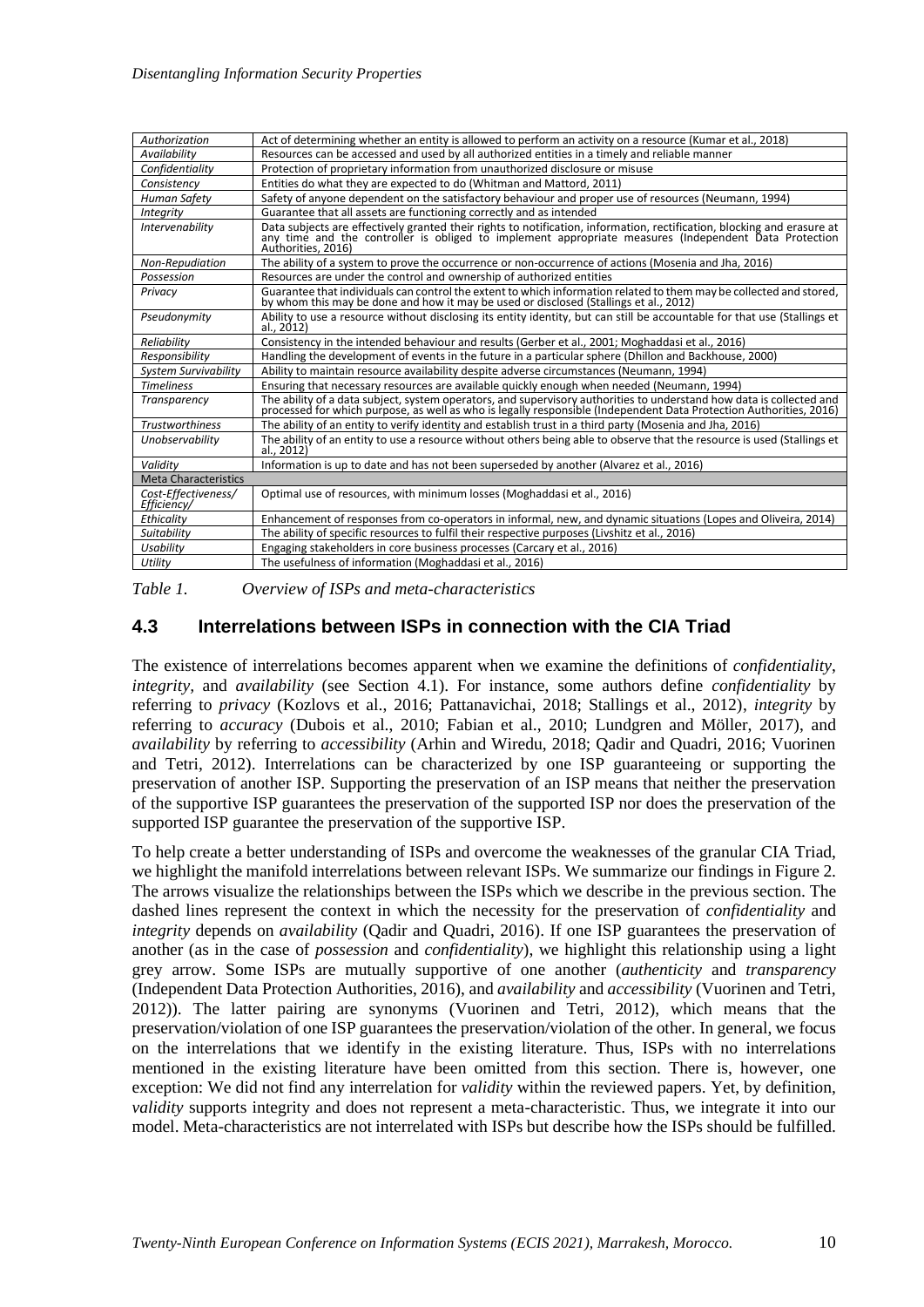| | |
|---|---|
| *Authorization* | Act of determining whether an entity is allowed to perform an activity on a resource (Kumar et al., 2018) |
| *Availability* | Resources can be accessed and used by all authorized entities in a timely and reliable manner |
| *Confidentiality* | Protection of proprietary information from unauthorized disclosure or misuse |
| *Consistency* | Entities do what they are expected to do (Whitman and Mattord, 2011) |
| *Human Safety* | Safety of anyone dependent on the satisfactory behaviour and proper use of resources (Neumann, 1994) |
| *Integrity* | Guarantee that all assets are functioning correctly and as intended |
| *Intervenability* | Data subjects are effectively granted their rights to notification, information, rectification, blocking and erasure at any time and the controller is obliged to implement appropriate measures (Independent Data Protection Authorities, 2016) |
| *Non-Repudiation* | The ability of a system to prove the occurrence or non-occurrence of actions (Mosenia and Jha, 2016) |
| *Possession* | Resources are under the control and ownership of authorized entities |
| *Privacy* | Guarantee that individuals can control the extent to which information related to them may be collected and stored, by whom this may be done and how it may be used or disclosed (Stallings et al., 2012) |
| *Pseudonymity* | Ability to use a resource without disclosing its entity identity, but can still be accountable for that use (Stallings et al., 2012) |
| *Reliability* | Consistency in the intended behaviour and results (Gerber et al., 2001; Moghaddasi et al., 2016) |
| *Responsibility* | Handling the development of events in the future in a particular sphere (Dhillon and Backhouse, 2000) |
| *System Survivability* | Ability to maintain resource availability despite adverse circumstances (Neumann, 1994) |
| *Timeliness* | Ensuring that necessary resources are available quickly enough when needed (Neumann, 1994) |
| *Transparency* | The ability of a data subject, system operators, and supervisory authorities to understand how data is collected and processed for which purpose, as well as who is legally responsible (Independent Data Protection Authorities, 2016) |
| *Trustworthiness* | The ability of an entity to verify identity and establish trust in a third party (Mosenia and Jha, 2016) |
| *Unobservability* | The ability of an entity to use a resource without others being able to observe that the resource is used (Stallings et al., 2012) |
| *Validity* | Information is up to date and has not been superseded by another (Alvarez et al., 2016) |
| Meta Characteristics | |
| *Cost-Effectiveness/ Efficiency/* | Optimal use of resources, with minimum losses (Moghaddasi et al., 2016) |
| *Ethicality* | Enhancement of responses from co-operators in informal, new, and dynamic situations (Lopes and Oliveira, 2014) |
| *Suitability* | The ability of specific resources to fulfil their respective purposes (Livshitz et al., 2016) |
| *Usability* | Engaging stakeholders in core business processes (Carcary et al., 2016) |
| *Utility* | The usefulness of information (Moghaddasi et al., 2016) |

*Table 1. Overview of ISPs and meta-characteristics*

### 4.3 Interrelations between ISPs in connection with the CIA Triad

The existence of interrelations becomes apparent when we examine the definitions of *confidentiality*, *integrity*, and *availability* (see Section 4.1). For instance, some authors define *confidentiality* by referring to *privacy* (Kozlovs et al., 2016; Pattanavichai, 2018; Stallings et al., 2012), *integrity* by referring to *accuracy* (Dubois et al., 2010; Fabian et al., 2010; Lundgren and Möller, 2017), and *availability* by referring to *accessibility* (Arhin and Wiredu, 2018; Qadir and Quadri, 2016; Vuorinen and Tetri, 2012). Interrelations can be characterized by one ISP guaranteeing or supporting the preservation of another ISP. Supporting the preservation of an ISP means that neither the preservation of the supportive ISP guarantees the preservation of the supported ISP nor does the preservation of the supported ISP guarantee the preservation of the supportive ISP.

To help create a better understanding of ISPs and overcome the weaknesses of the granular CIA Triad, we highlight the manifold interrelations between relevant ISPs. We summarize our findings in Figure 2. The arrows visualize the relationships between the ISPs which we describe in the previous section. The dashed lines represent the context in which the necessity for the preservation of *confidentiality* and *integrity* depends on *availability* (Qadir and Quadri, 2016). If one ISP guarantees the preservation of another (as in the case of *possession* and *confidentiality*), we highlight this relationship using a light grey arrow. Some ISPs are mutually supportive of one another (*authenticity* and *transparency* (Independent Data Protection Authorities, 2016), and *availability* and *accessibility* (Vuorinen and Tetri, 2012)). The latter pairing are synonyms (Vuorinen and Tetri, 2012), which means that the preservation/violation of one ISP guarantees the preservation/violation of the other. In general, we focus on the interrelations that we identify in the existing literature. Thus, ISPs with no interrelations mentioned in the existing literature have been omitted from this section. There is, however, one exception: We did not find any interrelation for *validity* within the reviewed papers. Yet, by definition, *validity* supports integrity and does not represent a meta-characteristic. Thus, we integrate it into our model. Meta-characteristics are not interrelated with ISPs but describe how the ISPs should be fulfilled.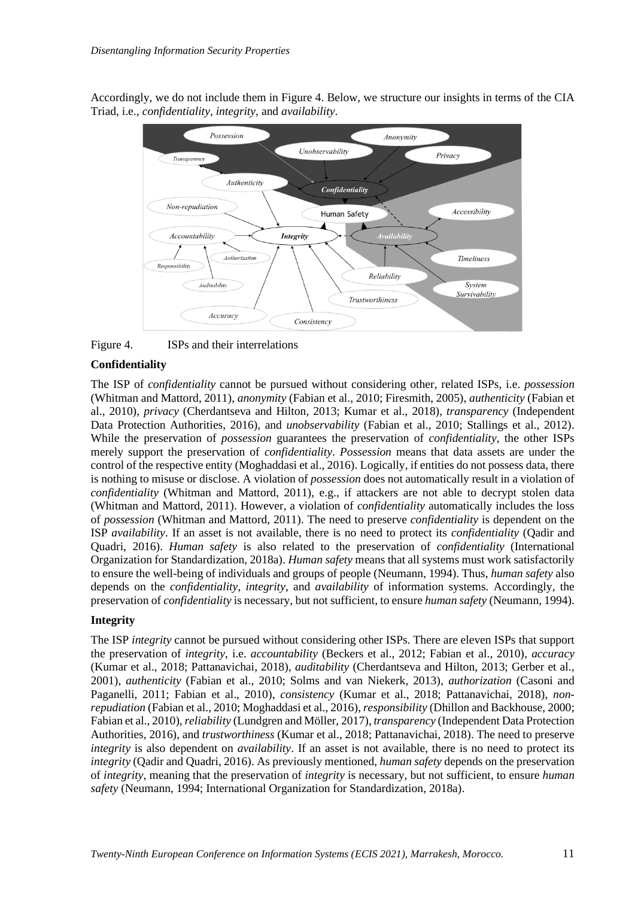Accordingly, we do not include them in Figure 4. Below, we structure our insights in terms of the CIA Triad, i.e., *confidentiality*, *integrity*, and *availability*.

Figure 4. ISPs and their interrelations

**Confidentiality**

The ISP of *confidentiality* cannot be pursued without considering other, related ISPs, i.e. *possession* (Whitman and Mattord, 2011), *anonymity* (Fabian et al., 2010; Firesmith, 2005), *authenticity* (Fabian et al., 2010), *privacy* (Cherdantseva and Hilton, 2013; Kumar et al., 2018), *transparency* (Independent Data Protection Authorities, 2016), and *unobservability* (Fabian et al., 2010; Stallings et al., 2012). While the preservation of *possession* guarantees the preservation of *confidentiality*, the other ISPs merely support the preservation of *confidentiality*. *Possession* means that data assets are under the control of the respective entity (Moghaddasi et al., 2016). Logically, if entities do not possess data, there is nothing to misuse or disclose. A violation of *possession* does not automatically result in a violation of *confidentiality* (Whitman and Mattord, 2011), e.g., if attackers are not able to decrypt stolen data (Whitman and Mattord, 2011). However, a violation of *confidentiality* automatically includes the loss of *possession* (Whitman and Mattord, 2011). The need to preserve *confidentiality* is dependent on the ISP *availability*. If an asset is not available, there is no need to protect its *confidentiality* (Qadir and Quadri, 2016). *Human safety* is also related to the preservation of *confidentiality* (International Organization for Standardization, 2018a). *Human safety* means that all systems must work satisfactorily to ensure the well-being of individuals and groups of people (Neumann, 1994). Thus, *human safety* also depends on the *confidentiality*, *integrity*, and *availability* of information systems. Accordingly, the preservation of *confidentiality* is necessary, but not sufficient, to ensure *human safety* (Neumann, 1994).

**Integrity**

The ISP *integrity* cannot be pursued without considering other ISPs. There are eleven ISPs that support the preservation of *integrity*, i.e. *accountability* (Beckers et al., 2012; Fabian et al., 2010), *accuracy* (Kumar et al., 2018; Pattanavichai, 2018), *auditability* (Cherdantseva and Hilton, 2013; Gerber et al., 2001), *authenticity* (Fabian et al., 2010; Solms and van Niekerk, 2013), *authorization* (Casoni and Paganelli, 2011; Fabian et al., 2010), *consistency* (Kumar et al., 2018; Pattanavichai, 2018), *non-repudiation* (Fabian et al., 2010; Moghaddasi et al., 2016), *responsibility* (Dhillon and Backhouse, 2000; Fabian et al., 2010), *reliability* (Lundgren and Möller, 2017), *transparency* (Independent Data Protection Authorities, 2016), and *trustworthiness* (Kumar et al., 2018; Pattanavichai, 2018). The need to preserve *integrity* is also dependent on *availability*. If an asset is not available, there is no need to protect its *integrity* (Qadir and Quadri, 2016). As previously mentioned, *human safety* depends on the preservation of *integrity*, meaning that the preservation of *integrity* is necessary, but not sufficient, to ensure *human safety* (Neumann, 1994; International Organization for Standardization, 2018a).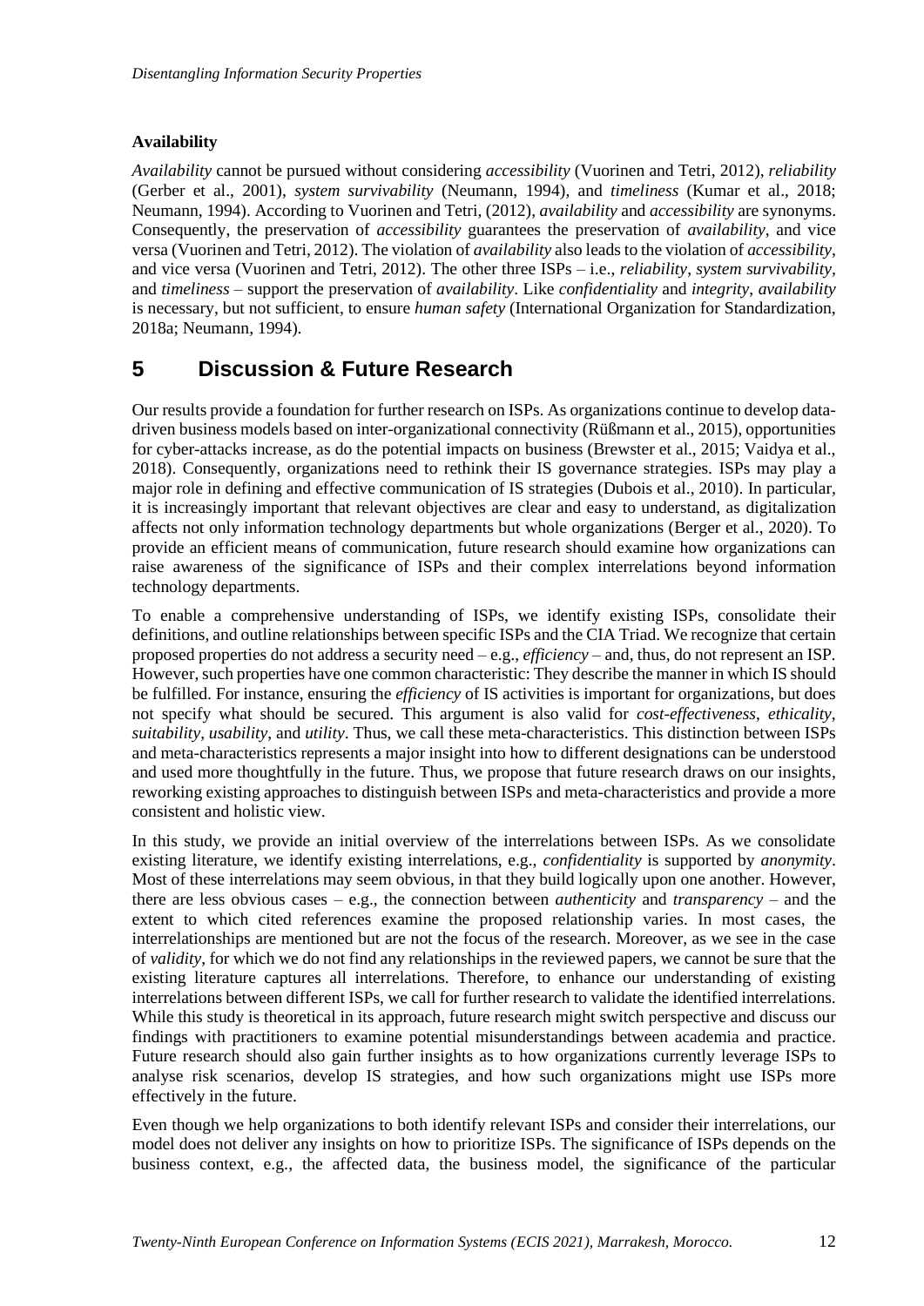### Availability

*Availability* cannot be pursued without considering *accessibility* (Vuorinen and Tetri, 2012), *reliability* (Gerber et al., 2001), *system survivability* (Neumann, 1994), and *timeliness* (Kumar et al., 2018; Neumann, 1994). According to Vuorinen and Tetri, (2012), *availability* and *accessibility* are synonyms. Consequently, the preservation of *accessibility* guarantees the preservation of *availability*, and vice versa (Vuorinen and Tetri, 2012). The violation of *availability* also leads to the violation of *accessibility*, and vice versa (Vuorinen and Tetri, 2012). The other three ISPs – i.e., *reliability*, *system survivability*, and *timeliness* – support the preservation of *availability*. Like *confidentiality* and *integrity*, *availability* is necessary, but not sufficient, to ensure *human safety* (International Organization for Standardization, 2018a; Neumann, 1994).

# 5 Discussion & Future Research

Our results provide a foundation for further research on ISPs. As organizations continue to develop data-driven business models based on inter-organizational connectivity (Rüßmann et al., 2015), opportunities for cyber-attacks increase, as do the potential impacts on business (Brewster et al., 2015; Vaidya et al., 2018). Consequently, organizations need to rethink their IS governance strategies. ISPs may play a major role in defining and effective communication of IS strategies (Dubois et al., 2010). In particular, it is increasingly important that relevant objectives are clear and easy to understand, as digitalization affects not only information technology departments but whole organizations (Berger et al., 2020). To provide an efficient means of communication, future research should examine how organizations can raise awareness of the significance of ISPs and their complex interrelations beyond information technology departments.

To enable a comprehensive understanding of ISPs, we identify existing ISPs, consolidate their definitions, and outline relationships between specific ISPs and the CIA Triad. We recognize that certain proposed properties do not address a security need – e.g., *efficiency* – and, thus, do not represent an ISP. However, such properties have one common characteristic: They describe the manner in which IS should be fulfilled. For instance, ensuring the *efficiency* of IS activities is important for organizations, but does not specify what should be secured. This argument is also valid for *cost-effectiveness*, *ethicality*, *suitability*, *usability*, and *utility*. Thus, we call these meta-characteristics. This distinction between ISPs and meta-characteristics represents a major insight into how to different designations can be understood and used more thoughtfully in the future. Thus, we propose that future research draws on our insights, reworking existing approaches to distinguish between ISPs and meta-characteristics and provide a more consistent and holistic view.

In this study, we provide an initial overview of the interrelations between ISPs. As we consolidate existing literature, we identify existing interrelations, e.g., *confidentiality* is supported by *anonymity*. Most of these interrelations may seem obvious, in that they build logically upon one another. However, there are less obvious cases – e.g., the connection between *authenticity* and *transparency* – and the extent to which cited references examine the proposed relationship varies. In most cases, the interrelationships are mentioned but are not the focus of the research. Moreover, as we see in the case of *validity*, for which we do not find any relationships in the reviewed papers, we cannot be sure that the existing literature captures all interrelations. Therefore, to enhance our understanding of existing interrelations between different ISPs, we call for further research to validate the identified interrelations. While this study is theoretical in its approach, future research might switch perspective and discuss our findings with practitioners to examine potential misunderstandings between academia and practice. Future research should also gain further insights as to how organizations currently leverage ISPs to analyse risk scenarios, develop IS strategies, and how such organizations might use ISPs more effectively in the future.

Even though we help organizations to both identify relevant ISPs and consider their interrelations, our model does not deliver any insights on how to prioritize ISPs. The significance of ISPs depends on the business context, e.g., the affected data, the business model, the significance of the particular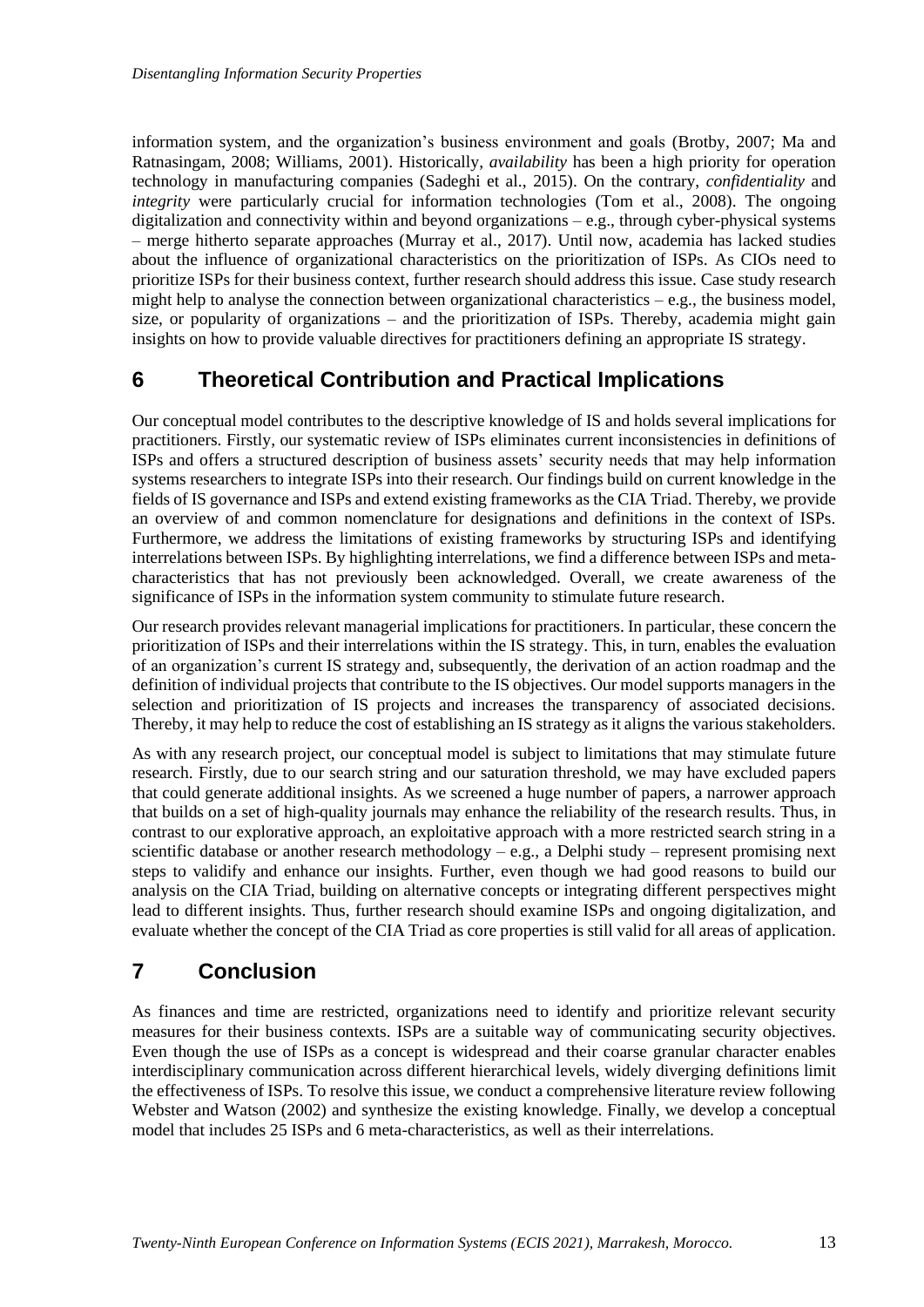information system, and the organization's business environment and goals (Brotby, 2007; Ma and Ratnasingam, 2008; Williams, 2001). Historically, *availability* has been a high priority for operation technology in manufacturing companies (Sadeghi et al., 2015). On the contrary, *confidentiality* and *integrity* were particularly crucial for information technologies (Tom et al., 2008). The ongoing digitalization and connectivity within and beyond organizations – e.g., through cyber-physical systems – merge hitherto separate approaches (Murray et al., 2017). Until now, academia has lacked studies about the influence of organizational characteristics on the prioritization of ISPs. As CIOs need to prioritize ISPs for their business context, further research should address this issue. Case study research might help to analyse the connection between organizational characteristics – e.g., the business model, size, or popularity of organizations – and the prioritization of ISPs. Thereby, academia might gain insights on how to provide valuable directives for practitioners defining an appropriate IS strategy.

## 6 Theoretical Contribution and Practical Implications

Our conceptual model contributes to the descriptive knowledge of IS and holds several implications for practitioners. Firstly, our systematic review of ISPs eliminates current inconsistencies in definitions of ISPs and offers a structured description of business assets' security needs that may help information systems researchers to integrate ISPs into their research. Our findings build on current knowledge in the fields of IS governance and ISPs and extend existing frameworks as the CIA Triad. Thereby, we provide an overview of and common nomenclature for designations and definitions in the context of ISPs. Furthermore, we address the limitations of existing frameworks by structuring ISPs and identifying interrelations between ISPs. By highlighting interrelations, we find a difference between ISPs and meta-characteristics that has not previously been acknowledged. Overall, we create awareness of the significance of ISPs in the information system community to stimulate future research.

Our research provides relevant managerial implications for practitioners. In particular, these concern the prioritization of ISPs and their interrelations within the IS strategy. This, in turn, enables the evaluation of an organization's current IS strategy and, subsequently, the derivation of an action roadmap and the definition of individual projects that contribute to the IS objectives. Our model supports managers in the selection and prioritization of IS projects and increases the transparency of associated decisions. Thereby, it may help to reduce the cost of establishing an IS strategy as it aligns the various stakeholders.

As with any research project, our conceptual model is subject to limitations that may stimulate future research. Firstly, due to our search string and our saturation threshold, we may have excluded papers that could generate additional insights. As we screened a huge number of papers, a narrower approach that builds on a set of high-quality journals may enhance the reliability of the research results. Thus, in contrast to our explorative approach, an exploitative approach with a more restricted search string in a scientific database or another research methodology – e.g., a Delphi study – represent promising next steps to validify and enhance our insights. Further, even though we had good reasons to build our analysis on the CIA Triad, building on alternative concepts or integrating different perspectives might lead to different insights. Thus, further research should examine ISPs and ongoing digitalization, and evaluate whether the concept of the CIA Triad as core properties is still valid for all areas of application.

## 7 Conclusion

As finances and time are restricted, organizations need to identify and prioritize relevant security measures for their business contexts. ISPs are a suitable way of communicating security objectives. Even though the use of ISPs as a concept is widespread and their coarse granular character enables interdisciplinary communication across different hierarchical levels, widely diverging definitions limit the effectiveness of ISPs. To resolve this issue, we conduct a comprehensive literature review following Webster and Watson (2002) and synthesize the existing knowledge. Finally, we develop a conceptual model that includes 25 ISPs and 6 meta-characteristics, as well as their interrelations.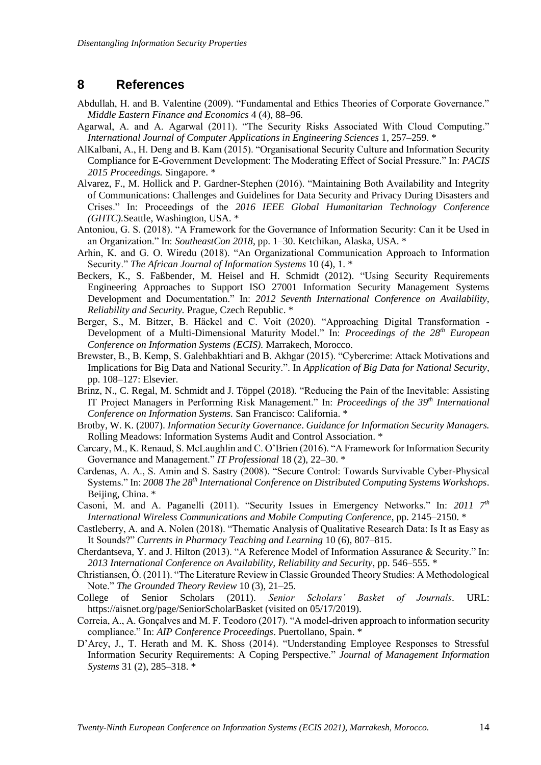## 8 References

Abdullah, H. and B. Valentine (2009). "Fundamental and Ethics Theories of Corporate Governance." *Middle Eastern Finance and Economics* 4 (4), 88–96.

Agarwal, A. and A. Agarwal (2011). "The Security Risks Associated With Cloud Computing." *International Journal of Computer Applications in Engineering Sciences* 1, 257–259. *

AlKalbani, A., H. Deng and B. Kam (2015). "Organisational Security Culture and Information Security Compliance for E-Government Development: The Moderating Effect of Social Pressure." In: *PACIS 2015 Proceedings.* Singapore. *

Alvarez, F., M. Hollick and P. Gardner-Stephen (2016). "Maintaining Both Availability and Integrity of Communications: Challenges and Guidelines for Data Security and Privacy During Disasters and Crises." In: Proceedings of the *2016 IEEE Global Humanitarian Technology Conference (GHTC).*Seattle, Washington, USA. *

Antoniou, G. S. (2018). "A Framework for the Governance of Information Security: Can it be Used in an Organization." In: *SoutheastCon 2018*, pp. 1–30. Ketchikan, Alaska, USA. *

Arhin, K. and G. O. Wiredu (2018). "An Organizational Communication Approach to Information Security." *The African Journal of Information Systems* 10 (4), 1. *

Beckers, K., S. Faßbender, M. Heisel and H. Schmidt (2012). "Using Security Requirements Engineering Approaches to Support ISO 27001 Information Security Management Systems Development and Documentation." In: *2012 Seventh International Conference on Availability, Reliability and Security.* Prague, Czech Republic. *

Berger, S., M. Bitzer, B. Häckel and C. Voit (2020). "Approaching Digital Transformation - Development of a Multi-Dimensional Maturity Model." In: *Proceedings of the 28th European Conference on Information Systems (ECIS).* Marrakech, Morocco.

Brewster, B., B. Kemp, S. Galehbakhtiari and B. Akhgar (2015). "Cybercrime: Attack Motivations and Implications for Big Data and National Security.". In *Application of Big Data for National Security*, pp. 108–127: Elsevier.

Brinz, N., C. Regal, M. Schmidt and J. Töppel (2018). "Reducing the Pain of the Inevitable: Assisting IT Project Managers in Performing Risk Management." In: *Proceedings of the 39th International Conference on Information Systems.* San Francisco: California. *

Brotby, W. K. (2007). *Information Security Governance*. *Guidance for Information Security Managers.* Rolling Meadows: Information Systems Audit and Control Association. *

Carcary, M., K. Renaud, S. McLaughlin and C. O'Brien (2016). "A Framework for Information Security Governance and Management." *IT Professional* 18 (2), 22–30. *

Cardenas, A. A., S. Amin and S. Sastry (2008). "Secure Control: Towards Survivable Cyber-Physical Systems." In: *2008 The 28th International Conference on Distributed Computing Systems Workshops*. Beijing, China. *

Casoni, M. and A. Paganelli (2011). "Security Issues in Emergency Networks." In: *2011 7th International Wireless Communications and Mobile Computing Conference*, pp. 2145–2150. *

Castleberry, A. and A. Nolen (2018). "Thematic Analysis of Qualitative Research Data: Is It as Easy as It Sounds?" *Currents in Pharmacy Teaching and Learning* 10 (6), 807–815.

Cherdantseva, Y. and J. Hilton (2013). "A Reference Model of Information Assurance & Security." In: *2013 International Conference on Availability, Reliability and Security*, pp. 546–555. *

Christiansen, Ó. (2011). "The Literature Review in Classic Grounded Theory Studies: A Methodological Note." *The Grounded Theory Review* 10 (3), 21–25.

College of Senior Scholars (2011). *Senior Scholars' Basket of Journals*. URL: https://aisnet.org/page/SeniorScholarBasket (visited on 05/17/2019).

Correia, A., A. Gonçalves and M. F. Teodoro (2017). "A model-driven approach to information security compliance." In: *AIP Conference Proceedings*. Puertollano, Spain. *

D'Arcy, J., T. Herath and M. K. Shoss (2014). "Understanding Employee Responses to Stressful Information Security Requirements: A Coping Perspective." *Journal of Management Information Systems* 31 (2), 285–318. *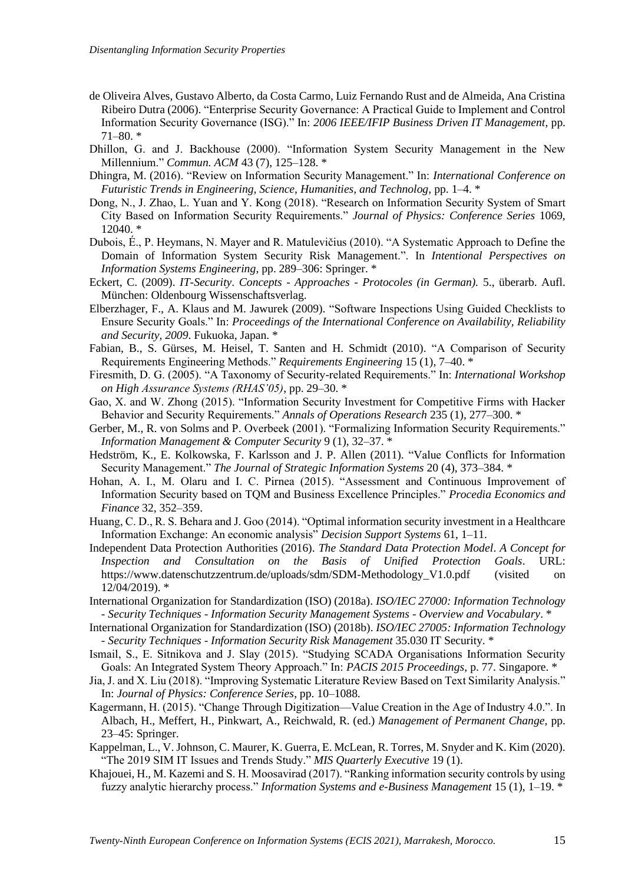de Oliveira Alves, Gustavo Alberto, da Costa Carmo, Luiz Fernando Rust and de Almeida, Ana Cristina Ribeiro Dutra (2006). "Enterprise Security Governance: A Practical Guide to Implement and Control Information Security Governance (ISG)." In: *2006 IEEE/IFIP Business Driven IT Management*, pp. 71–80. *

Dhillon, G. and J. Backhouse (2000). "Information System Security Management in the New Millennium." *Commun. ACM* 43 (7), 125–128. *

Dhingra, M. (2016). "Review on Information Security Management." In: *International Conference on Futuristic Trends in Engineering, Science, Humanities, and Technolog*, pp. 1–4. *

Dong, N., J. Zhao, L. Yuan and Y. Kong (2018). "Research on Information Security System of Smart City Based on Information Security Requirements." *Journal of Physics: Conference Series* 1069, 12040. *

Dubois, É., P. Heymans, N. Mayer and R. Matulevičius (2010). "A Systematic Approach to Define the Domain of Information System Security Risk Management.". In *Intentional Perspectives on Information Systems Engineering*, pp. 289–306: Springer. *

Eckert, C. (2009). *IT-Security. Concepts - Approaches - Protocoles (in German).* 5., überarb. Aufl. München: Oldenbourg Wissenschaftsverlag.

Elberzhager, F., A. Klaus and M. Jawurek (2009). "Software Inspections Using Guided Checklists to Ensure Security Goals." In: *Proceedings of the International Conference on Availability, Reliability and Security, 2009*. Fukuoka, Japan. *

Fabian, B., S. Gürses, M. Heisel, T. Santen and H. Schmidt (2010). "A Comparison of Security Requirements Engineering Methods." *Requirements Engineering* 15 (1), 7–40. *

Firesmith, D. G. (2005). "A Taxonomy of Security-related Requirements." In: *International Workshop on High Assurance Systems (RHAS'05)*, pp. 29–30. *

Gao, X. and W. Zhong (2015). "Information Security Investment for Competitive Firms with Hacker Behavior and Security Requirements." *Annals of Operations Research* 235 (1), 277–300. *

Gerber, M., R. von Solms and P. Overbeek (2001). "Formalizing Information Security Requirements." *Information Management & Computer Security* 9 (1), 32–37. *

Hedström, K., E. Kolkowska, F. Karlsson and J. P. Allen (2011). "Value Conflicts for Information Security Management." *The Journal of Strategic Information Systems* 20 (4), 373–384. *

Hohan, A. I., M. Olaru and I. C. Pirnea (2015). "Assessment and Continuous Improvement of Information Security based on TQM and Business Excellence Principles." *Procedia Economics and Finance* 32, 352–359.

Huang, C. D., R. S. Behara and J. Goo (2014). "Optimal information security investment in a Healthcare Information Exchange: An economic analysis" *Decision Support Systems* 61, 1–11.

Independent Data Protection Authorities (2016). *The Standard Data Protection Model. A Concept for Inspection and Consultation on the Basis of Unified Protection Goals*. URL: https://www.datenschutzzentrum.de/uploads/sdm/SDM-Methodology_V1.0.pdf (visited on 12/04/2019). *

International Organization for Standardization (ISO) (2018a). *ISO/IEC 27000: Information Technology - Security Techniques - Information Security Management Systems - Overview and Vocabulary*. *

International Organization for Standardization (ISO) (2018b). *ISO/IEC 27005: Information Technology - Security Techniques - Information Security Risk Management* 35.030 IT Security. *

Ismail, S., E. Sitnikova and J. Slay (2015). "Studying SCADA Organisations Information Security Goals: An Integrated System Theory Approach." In: *PACIS 2015 Proceedings*, p. 77. Singapore. *

Jia, J. and X. Liu (2018). "Improving Systematic Literature Review Based on Text Similarity Analysis." In: *Journal of Physics: Conference Series*, pp. 10–1088.

Kagermann, H. (2015). "Change Through Digitization—Value Creation in the Age of Industry 4.0.". In Albach, H., Meffert, H., Pinkwart, A., Reichwald, R. (ed.) *Management of Permanent Change*, pp. 23–45: Springer.

Kappelman, L., V. Johnson, C. Maurer, K. Guerra, E. McLean, R. Torres, M. Snyder and K. Kim (2020). "The 2019 SIM IT Issues and Trends Study." *MIS Quarterly Executive* 19 (1).

Khajouei, H., M. Kazemi and S. H. Moosavirad (2017). "Ranking information security controls by using fuzzy analytic hierarchy process." *Information Systems and e-Business Management* 15 (1), 1–19. *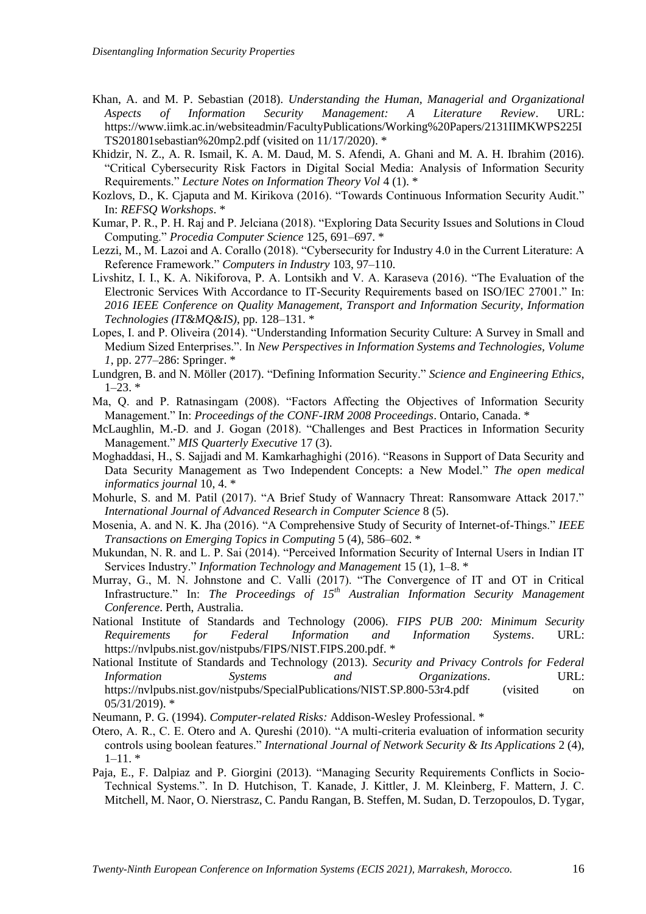Khan, A. and M. P. Sebastian (2018). *Understanding the Human, Managerial and Organizational Aspects of Information Security Management: A Literature Review*. URL: https://www.iimk.ac.in/websiteadmin/FacultyPublications/Working%20Papers/2131IIMKWPS225ITS201801sebastian%20mp2.pdf (visited on 11/17/2020). *

Khidzir, N. Z., A. R. Ismail, K. A. M. Daud, M. S. Afendi, A. Ghani and M. A. H. Ibrahim (2016). "Critical Cybersecurity Risk Factors in Digital Social Media: Analysis of Information Security Requirements." *Lecture Notes on Information Theory Vol* 4 (1). *

Kozlovs, D., K. Cjaputa and M. Kirikova (2016). "Towards Continuous Information Security Audit." In: *REFSQ Workshops*. *

Kumar, P. R., P. H. Raj and P. Jelciana (2018). "Exploring Data Security Issues and Solutions in Cloud Computing." *Procedia Computer Science* 125, 691–697. *

Lezzi, M., M. Lazoi and A. Corallo (2018). "Cybersecurity for Industry 4.0 in the Current Literature: A Reference Framework." *Computers in Industry* 103, 97–110.

Livshitz, I. I., K. A. Nikiforova, P. A. Lontsikh and V. A. Karaseva (2016). "The Evaluation of the Electronic Services With Accordance to IT-Security Requirements based on ISO/IEC 27001." In: *2016 IEEE Conference on Quality Management, Transport and Information Security, Information Technologies (IT&MQ&IS)*, pp. 128–131. *

Lopes, I. and P. Oliveira (2014). "Understanding Information Security Culture: A Survey in Small and Medium Sized Enterprises.". In *New Perspectives in Information Systems and Technologies, Volume 1*, pp. 277–286: Springer. *

Lundgren, B. and N. Möller (2017). "Defining Information Security." *Science and Engineering Ethics*, 1–23. *

Ma, Q. and P. Ratnasingam (2008). "Factors Affecting the Objectives of Information Security Management." In: *Proceedings of the CONF-IRM 2008 Proceedings*. Ontario, Canada. *

McLaughlin, M.-D. and J. Gogan (2018). "Challenges and Best Practices in Information Security Management." *MIS Quarterly Executive* 17 (3).

Moghaddasi, H., S. Sajjadi and M. Kamkarhaghighi (2016). "Reasons in Support of Data Security and Data Security Management as Two Independent Concepts: a New Model." *The open medical informatics journal* 10, 4. *

Mohurle, S. and M. Patil (2017). "A Brief Study of Wannacry Threat: Ransomware Attack 2017." *International Journal of Advanced Research in Computer Science* 8 (5).

Mosenia, A. and N. K. Jha (2016). "A Comprehensive Study of Security of Internet-of-Things." *IEEE Transactions on Emerging Topics in Computing* 5 (4), 586–602. *

Mukundan, N. R. and L. P. Sai (2014). "Perceived Information Security of Internal Users in Indian IT Services Industry." *Information Technology and Management* 15 (1), 1–8. *

Murray, G., M. N. Johnstone and C. Valli (2017). "The Convergence of IT and OT in Critical Infrastructure." In: *The Proceedings of 15th Australian Information Security Management Conference*. Perth, Australia.

National Institute of Standards and Technology (2006). *FIPS PUB 200: Minimum Security Requirements for Federal Information and Information Systems*. URL: https://nvlpubs.nist.gov/nistpubs/FIPS/NIST.FIPS.200.pdf. *

National Institute of Standards and Technology (2013). *Security and Privacy Controls for Federal Information Systems and Organizations*. URL: https://nvlpubs.nist.gov/nistpubs/SpecialPublications/NIST.SP.800-53r4.pdf (visited on 05/31/2019). *

Neumann, P. G. (1994). *Computer-related Risks:* Addison-Wesley Professional. *

Otero, A. R., C. E. Otero and A. Qureshi (2010). "A multi-criteria evaluation of information security controls using boolean features." *International Journal of Network Security & Its Applications* 2 (4), 1–11. *

Paja, E., F. Dalpiaz and P. Giorgini (2013). "Managing Security Requirements Conflicts in Socio-Technical Systems.". In D. Hutchison, T. Kanade, J. Kittler, J. M. Kleinberg, F. Mattern, J. C. Mitchell, M. Naor, O. Nierstrasz, C. Pandu Rangan, B. Steffen, M. Sudan, D. Terzopoulos, D. Tygar,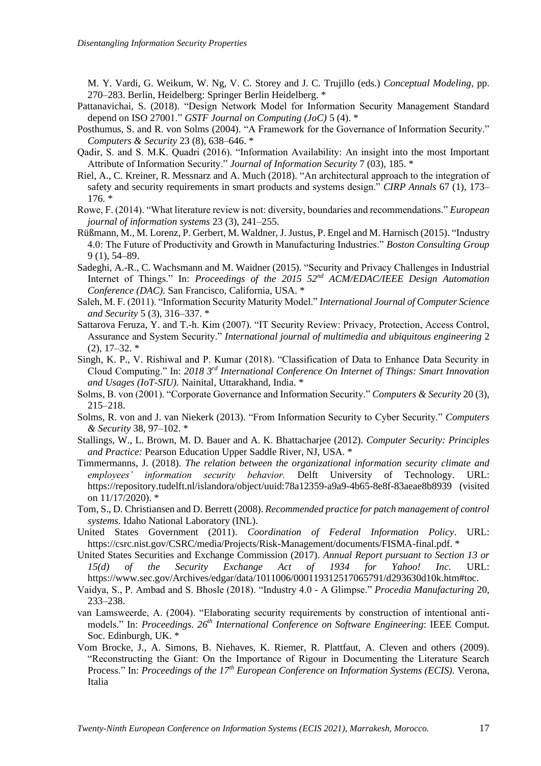M. Y. Vardi, G. Weikum, W. Ng, V. C. Storey and J. C. Trujillo (eds.) *Conceptual Modeling*, pp. 270–283. Berlin, Heidelberg: Springer Berlin Heidelberg. *

Pattanavichai, S. (2018). "Design Network Model for Information Security Management Standard depend on ISO 27001." *GSTF Journal on Computing (JoC)* 5 (4). *

Posthumus, S. and R. von Solms (2004). "A Framework for the Governance of Information Security." *Computers & Security* 23 (8), 638–646. *

Qadir, S. and S. M.K. Quadri (2016). "Information Availability: An insight into the most Important Attribute of Information Security." *Journal of Information Security* 7 (03), 185. *

Riel, A., C. Kreiner, R. Messnarz and A. Much (2018). "An architectural approach to the integration of safety and security requirements in smart products and systems design." *CIRP Annals* 67 (1), 173–176. *

Rowe, F. (2014). "What literature review is not: diversity, boundaries and recommendations." *European journal of information systems* 23 (3), 241–255.

Rüßmann, M., M. Lorenz, P. Gerbert, M. Waldner, J. Justus, P. Engel and M. Harnisch (2015). "Industry 4.0: The Future of Productivity and Growth in Manufacturing Industries." *Boston Consulting Group* 9 (1), 54–89.

Sadeghi, A.-R., C. Wachsmann and M. Waidner (2015). "Security and Privacy Challenges in Industrial Internet of Things." In: *Proceedings of the 2015 52nd ACM/EDAC/IEEE Design Automation Conference (DAC)*. San Francisco, California, USA. *

Saleh, M. F. (2011). "Information Security Maturity Model." *International Journal of Computer Science and Security* 5 (3), 316–337. *

Sattarova Feruza, Y. and T.-h. Kim (2007). "IT Security Review: Privacy, Protection, Access Control, Assurance and System Security." *International journal of multimedia and ubiquitous engineering* 2 (2), 17–32. *

Singh, K. P., V. Rishiwal and P. Kumar (2018). "Classification of Data to Enhance Data Security in Cloud Computing." In: *2018 3rd International Conference On Internet of Things: Smart Innovation and Usages (IoT-SIU)*. Nainital, Uttarakhand, India. *

Solms, B. von (2001). "Corporate Governance and Information Security." *Computers & Security* 20 (3), 215–218.

Solms, R. von and J. van Niekerk (2013). "From Information Security to Cyber Security." *Computers & Security* 38, 97–102. *

Stallings, W., L. Brown, M. D. Bauer and A. K. Bhattacharjee (2012). *Computer Security: Principles and Practice:* Pearson Education Upper Saddle River, NJ, USA. *

Timmermanns, J. (2018). *The relation between the organizational information security climate and employees' information security behavior.* Delft University of Technology. URL: https://repository.tudelft.nl/islandora/object/uuid:78a12359-a9a9-4b65-8e8f-83aeae8b8939 (visited on 11/17/2020). *

Tom, S., D. Christiansen and D. Berrett (2008). *Recommended practice for patch management of control systems*. Idaho National Laboratory (INL).

United States Government (2011). *Coordination of Federal Information Policy*. URL: https://csrc.nist.gov/CSRC/media/Projects/Risk-Management/documents/FISMA-final.pdf. *

United States Securities and Exchange Commission (2017). *Annual Report pursuant to Section 13 or 15(d) of the Security Exchange Act of 1934 for Yahoo! Inc.* URL: https://www.sec.gov/Archives/edgar/data/1011006/000119312517065791/d293630d10k.htm#toc.

Vaidya, S., P. Ambad and S. Bhosle (2018). "Industry 4.0 - A Glimpse." *Procedia Manufacturing* 20, 233–238.

van Lamsweerde, A. (2004). "Elaborating security requirements by construction of intentional anti-models." In: *Proceedings. 26th International Conference on Software Engineering*: IEEE Comput. Soc. Edinburgh, UK. *

Vom Brocke, J., A. Simons, B. Niehaves, K. Riemer, R. Plattfaut, A. Cleven and others (2009). "Reconstructing the Giant: On the Importance of Rigour in Documenting the Literature Search Process." In: *Proceedings of the 17th European Conference on Information Systems (ECIS)*. Verona, Italia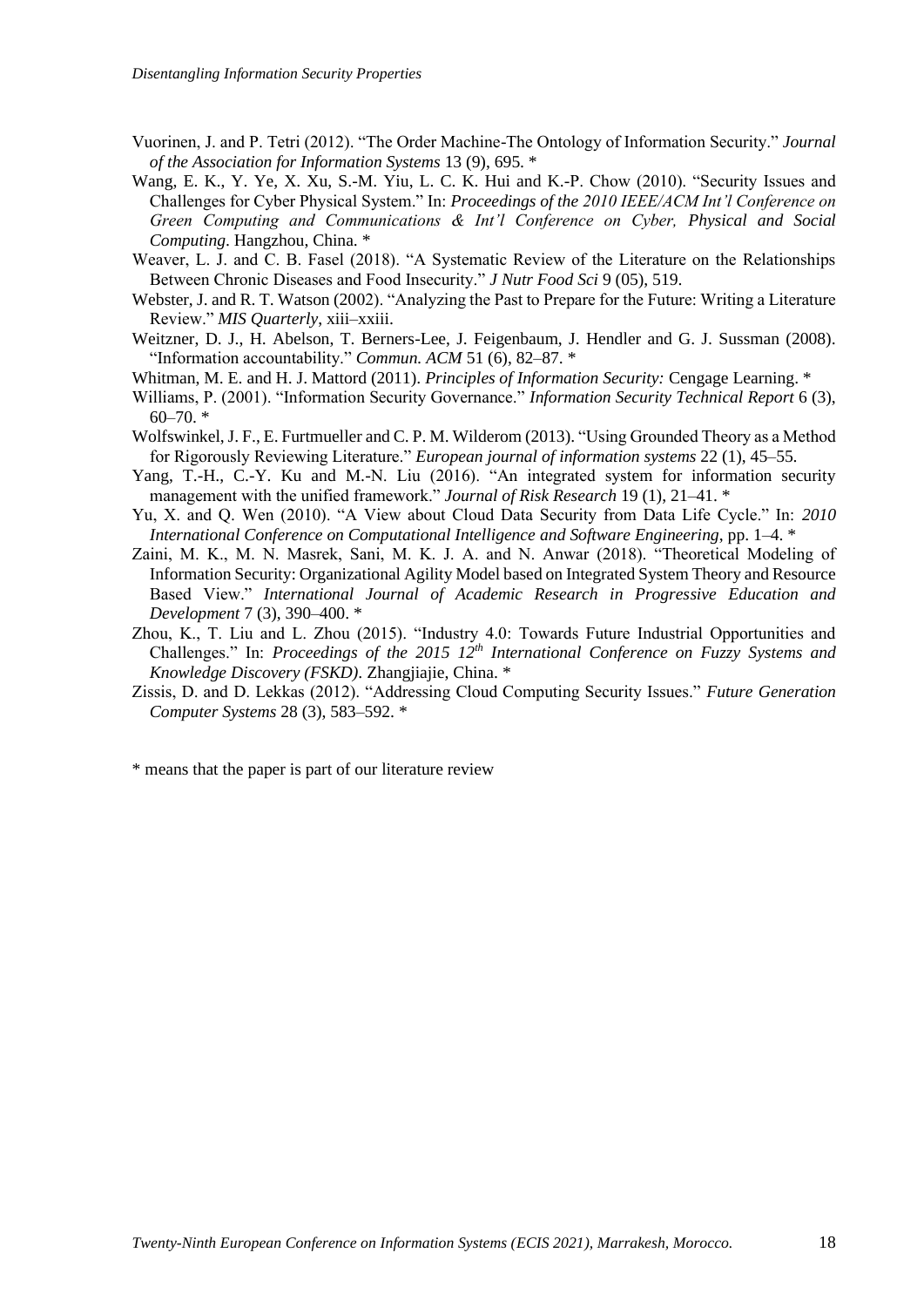Vuorinen, J. and P. Tetri (2012). "The Order Machine-The Ontology of Information Security." *Journal of the Association for Information Systems* 13 (9), 695. *

Wang, E. K., Y. Ye, X. Xu, S.-M. Yiu, L. C. K. Hui and K.-P. Chow (2010). "Security Issues and Challenges for Cyber Physical System." In: *Proceedings of the 2010 IEEE/ACM Int'l Conference on Green Computing and Communications & Int'l Conference on Cyber, Physical and Social Computing*. Hangzhou, China. *

Weaver, L. J. and C. B. Fasel (2018). "A Systematic Review of the Literature on the Relationships Between Chronic Diseases and Food Insecurity." *J Nutr Food Sci* 9 (05), 519.

Webster, J. and R. T. Watson (2002). "Analyzing the Past to Prepare for the Future: Writing a Literature Review." *MIS Quarterly*, xiii–xxiii.

Weitzner, D. J., H. Abelson, T. Berners-Lee, J. Feigenbaum, J. Hendler and G. J. Sussman (2008). "Information accountability." *Commun. ACM* 51 (6), 82–87. *

Whitman, M. E. and H. J. Mattord (2011). *Principles of Information Security:* Cengage Learning. *

Williams, P. (2001). "Information Security Governance." *Information Security Technical Report* 6 (3), 60–70. *

Wolfswinkel, J. F., E. Furtmueller and C. P. M. Wilderom (2013). "Using Grounded Theory as a Method for Rigorously Reviewing Literature." *European journal of information systems* 22 (1), 45–55.

Yang, T.-H., C.-Y. Ku and M.-N. Liu (2016). "An integrated system for information security management with the unified framework." *Journal of Risk Research* 19 (1), 21–41. *

Yu, X. and Q. Wen (2010). "A View about Cloud Data Security from Data Life Cycle." In: *2010 International Conference on Computational Intelligence and Software Engineering*, pp. 1–4. *

Zaini, M. K., M. N. Masrek, Sani, M. K. J. A. and N. Anwar (2018). "Theoretical Modeling of Information Security: Organizational Agility Model based on Integrated System Theory and Resource Based View." *International Journal of Academic Research in Progressive Education and Development* 7 (3), 390–400. *

Zhou, K., T. Liu and L. Zhou (2015). "Industry 4.0: Towards Future Industrial Opportunities and Challenges." In: *Proceedings of the 2015 12th International Conference on Fuzzy Systems and Knowledge Discovery (FSKD)*. Zhangjiajie, China. *

Zissis, D. and D. Lekkas (2012). "Addressing Cloud Computing Security Issues." *Future Generation Computer Systems* 28 (3), 583–592. *

* means that the paper is part of our literature review